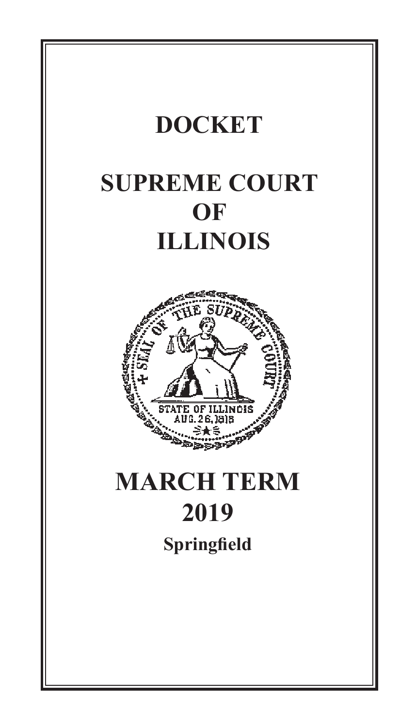# DOCKET

# SUPREME COURT OF ILLINOIS

# MARCH TERM 2019

**Springfield**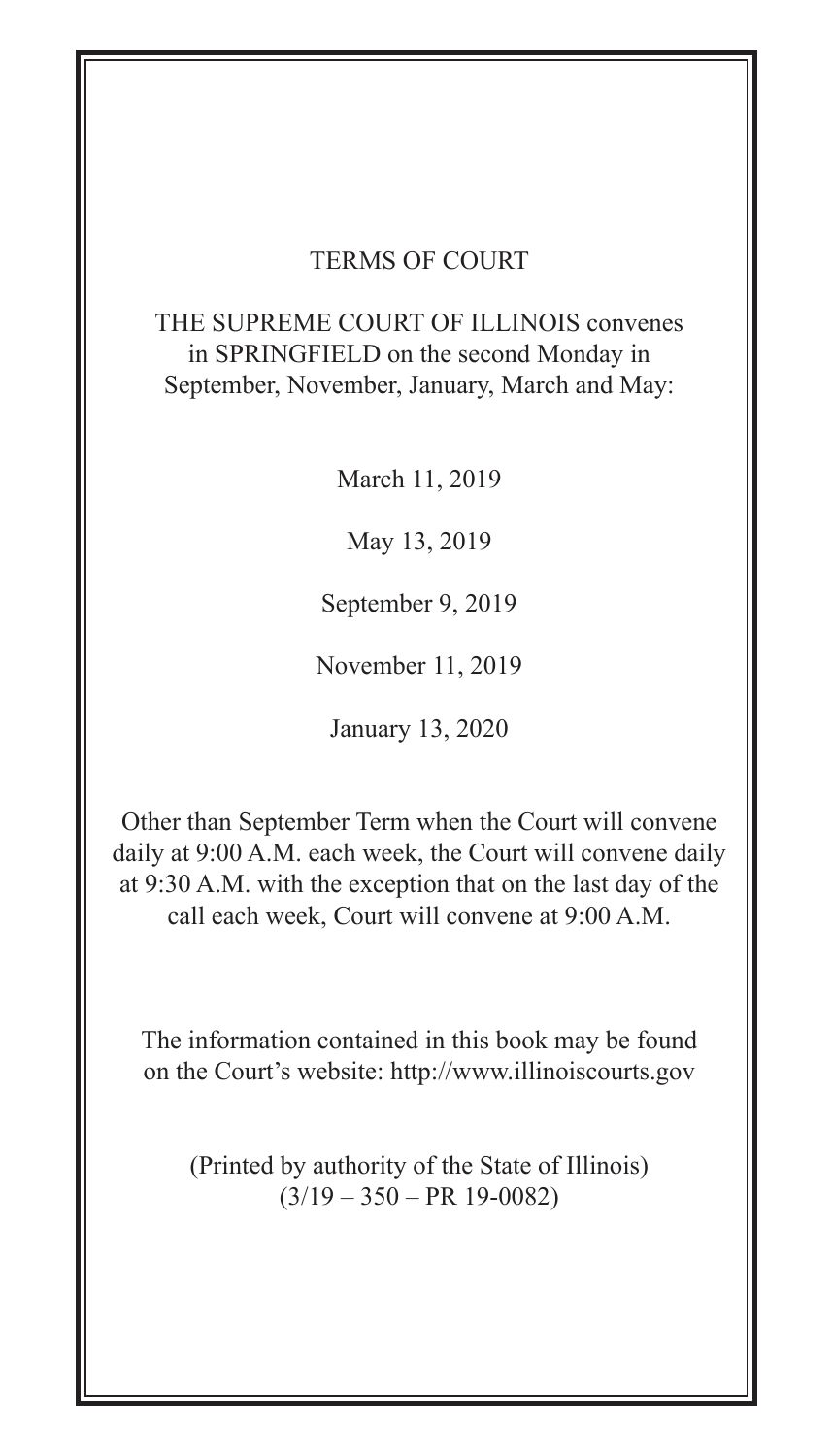# TERMS OF COURT

THE SUPREME COURT OF ILLINOIS convenes in SPRINGFIELD on the second Monday in September, November, January, March and May:

March 11, 2019

May 13, 2019

September 9, 2019

November 11, 2019

January 13, 2020

Other than September Term when the Court will convene daily at 9:00 A.M. each week, the Court will convene daily at 9:30 A.M. with the exception that on the last day of the call each week, Court will convene at 9:00 A.M.

The information contained in this book may be found on the Court's website: http://www.illinoiscourts.gov

(Printed by authority of the State of Illinois)
(3/19 – 350 – PR 19-0082)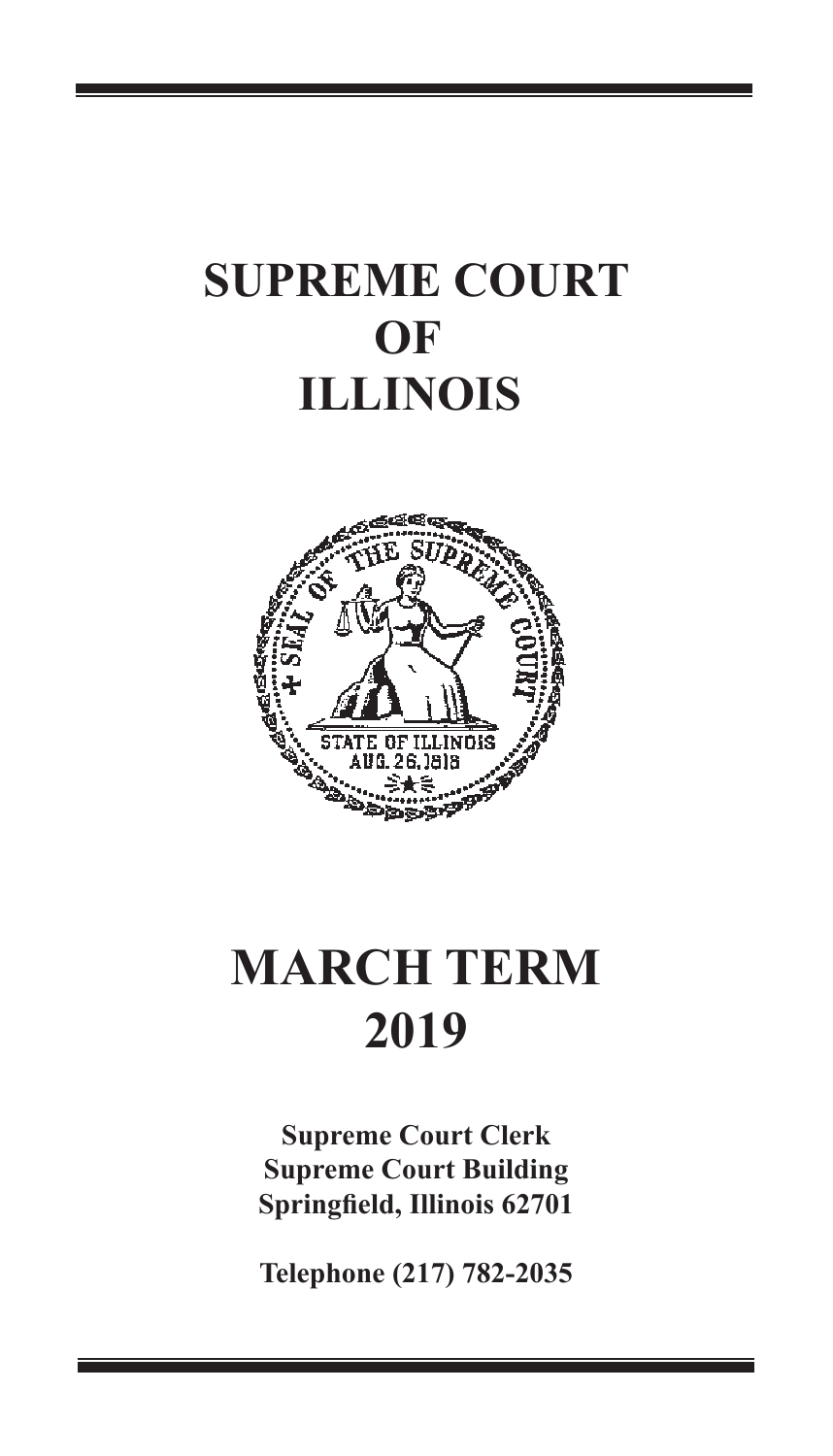# SUPREME COURT OF ILLINOIS

# MARCH TERM 2019

**Supreme Court Clerk**
**Supreme Court Building**
**Springfield, Illinois 62701**

**Telephone (217) 782-2035**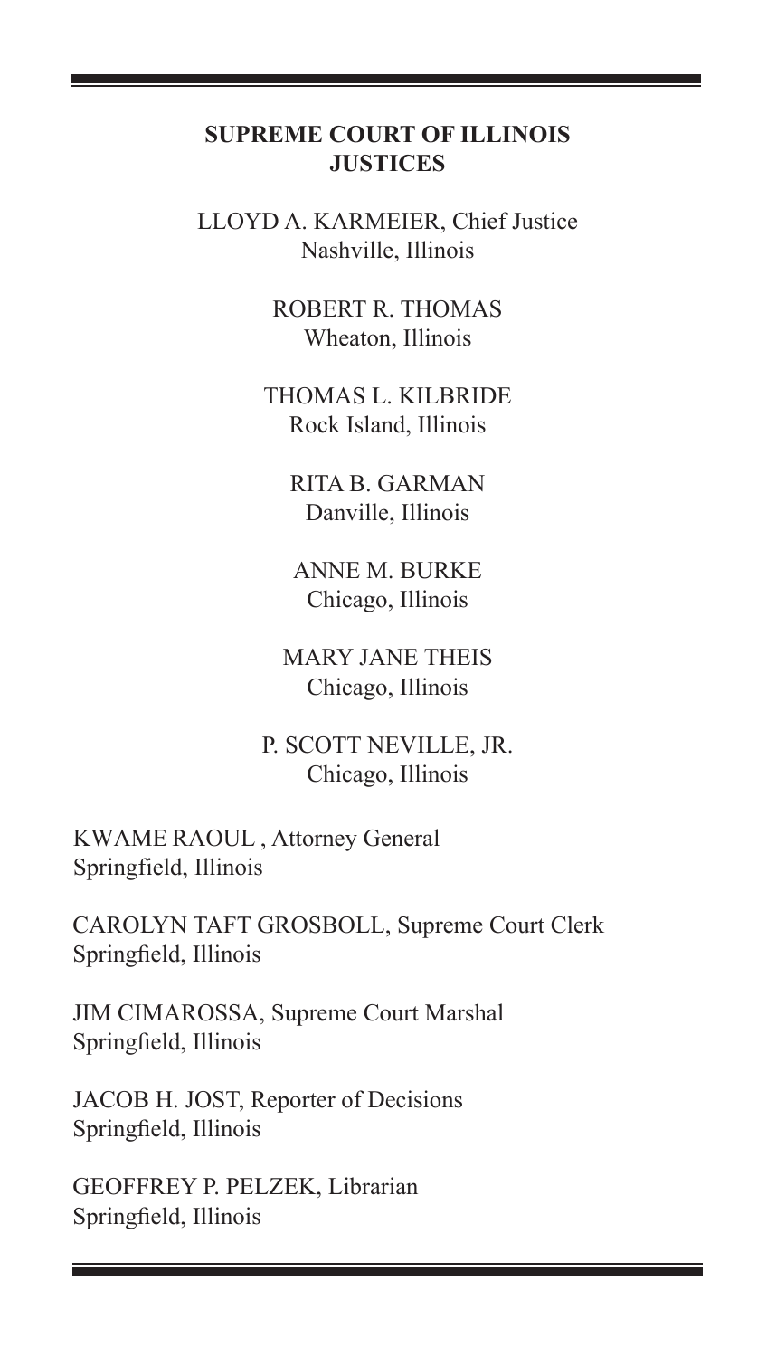## SUPREME COURT OF ILLINOIS
## JUSTICES

LLOYD A. KARMEIER, Chief Justice
Nashville, Illinois

ROBERT R. THOMAS
Wheaton, Illinois

THOMAS L. KILBRIDE
Rock Island, Illinois

RITA B. GARMAN
Danville, Illinois

ANNE M. BURKE
Chicago, Illinois

MARY JANE THEIS
Chicago, Illinois

P. SCOTT NEVILLE, JR.
Chicago, Illinois

KWAME RAOUL , Attorney General
Springfield, Illinois

CAROLYN TAFT GROSBOLL, Supreme Court Clerk
Springfield, Illinois

JIM CIMAROSSA, Supreme Court Marshal
Springfield, Illinois

JACOB H. JOST, Reporter of Decisions
Springfield, Illinois

GEOFFREY P. PELZEK, Librarian
Springfield, Illinois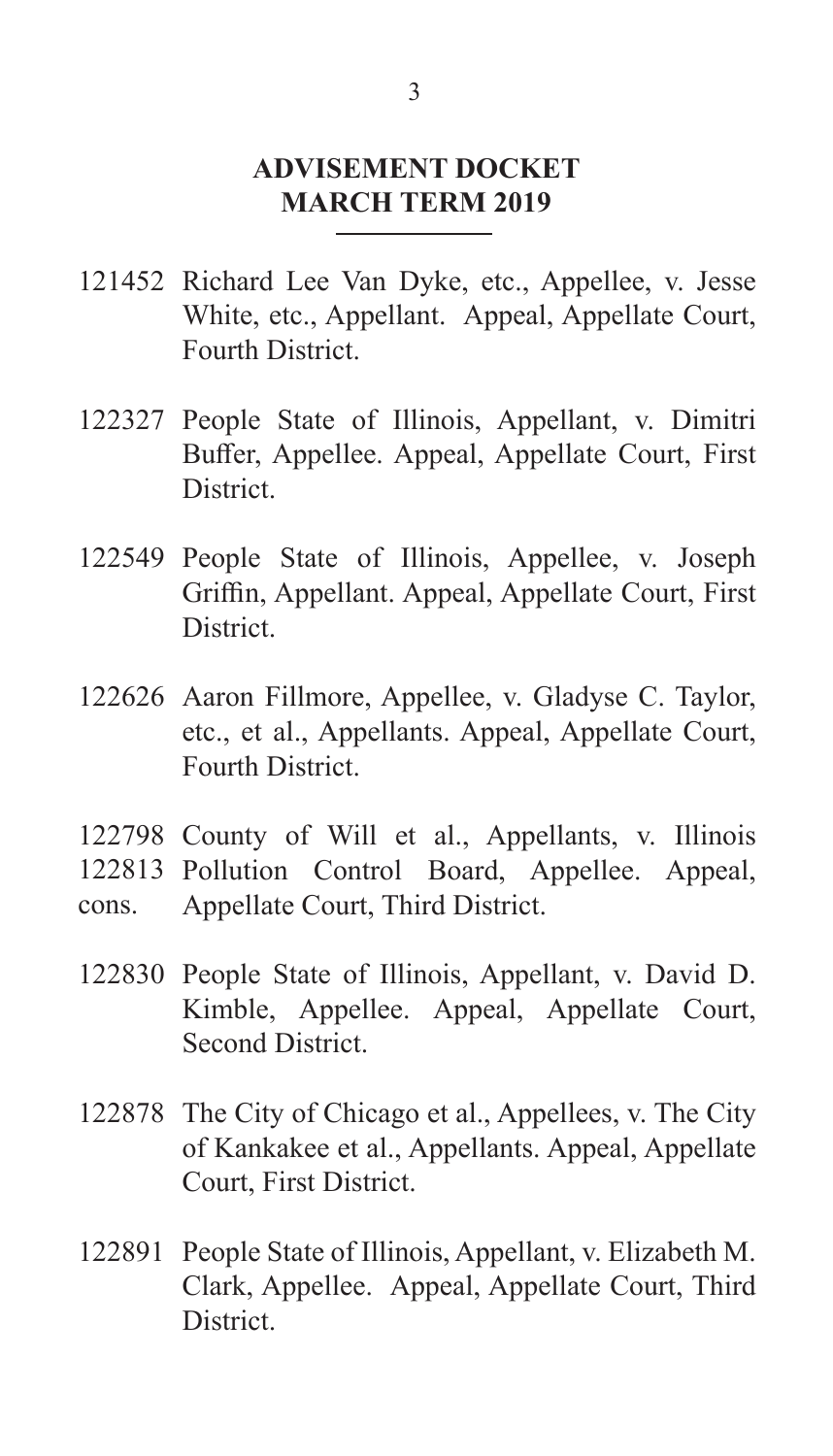## ADVISEMENT DOCKET
## MARCH TERM 2019

121452 Richard Lee Van Dyke, etc., Appellee, v. Jesse White, etc., Appellant. Appeal, Appellate Court, Fourth District.

122327 People State of Illinois, Appellant, v. Dimitri Buffer, Appellee. Appeal, Appellate Court, First District.

122549 People State of Illinois, Appellee, v. Joseph Griffin, Appellant. Appeal, Appellate Court, First District.

122626 Aaron Fillmore, Appellee, v. Gladyse C. Taylor, etc., et al., Appellants. Appeal, Appellate Court, Fourth District.

122798 122813 cons. County of Will et al., Appellants, v. Illinois Pollution Control Board, Appellee. Appeal, Appellate Court, Third District.

122830 People State of Illinois, Appellant, v. David D. Kimble, Appellee. Appeal, Appellate Court, Second District.

122878 The City of Chicago et al., Appellees, v. The City of Kankakee et al., Appellants. Appeal, Appellate Court, First District.

122891 People State of Illinois, Appellant, v. Elizabeth M. Clark, Appellee. Appeal, Appellate Court, Third District.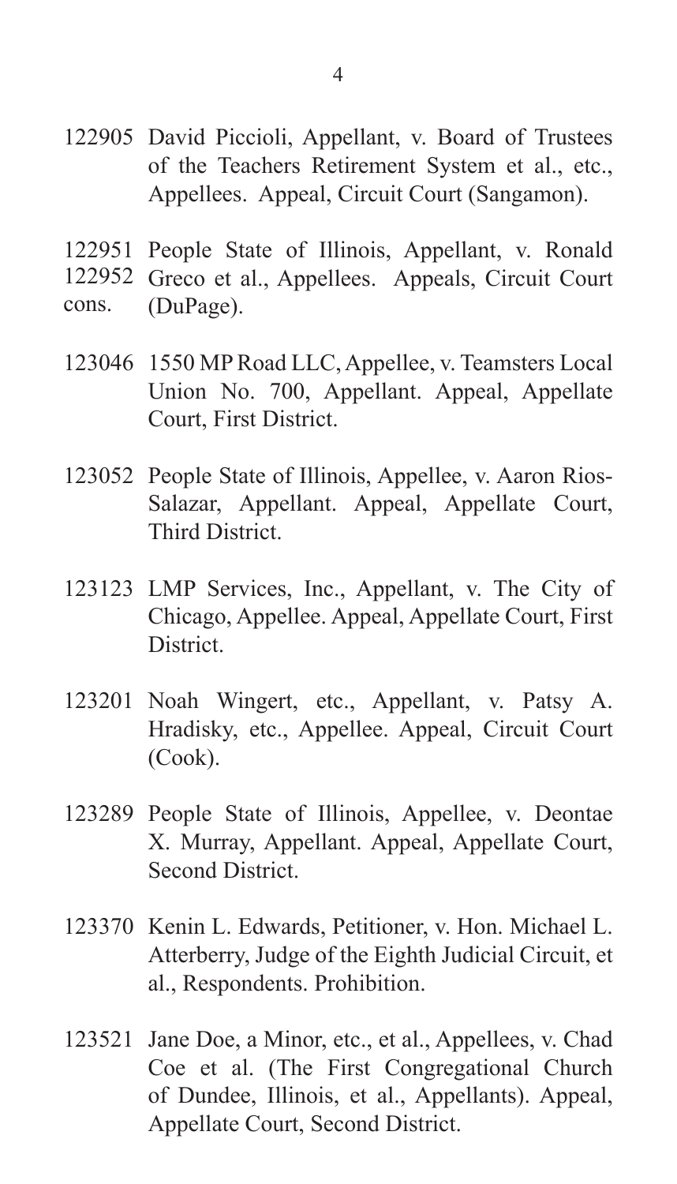122905 David Piccioli, Appellant, v. Board of Trustees of the Teachers Retirement System et al., etc., Appellees. Appeal, Circuit Court (Sangamon).

122951
122952 People State of Illinois, Appellant, v. Ronald Greco et al., Appellees. Appeals, Circuit Court
cons. (DuPage).

123046 1550 MP Road LLC, Appellee, v. Teamsters Local Union No. 700, Appellant. Appeal, Appellate Court, First District.

123052 People State of Illinois, Appellee, v. Aaron Rios-Salazar, Appellant. Appeal, Appellate Court, Third District.

123123 LMP Services, Inc., Appellant, v. The City of Chicago, Appellee. Appeal, Appellate Court, First District.

123201 Noah Wingert, etc., Appellant, v. Patsy A. Hradisky, etc., Appellee. Appeal, Circuit Court (Cook).

123289 People State of Illinois, Appellee, v. Deontae X. Murray, Appellant. Appeal, Appellate Court, Second District.

123370 Kenin L. Edwards, Petitioner, v. Hon. Michael L. Atterberry, Judge of the Eighth Judicial Circuit, et al., Respondents. Prohibition.

123521 Jane Doe, a Minor, etc., et al., Appellees, v. Chad Coe et al. (The First Congregational Church of Dundee, Illinois, et al., Appellants). Appeal, Appellate Court, Second District.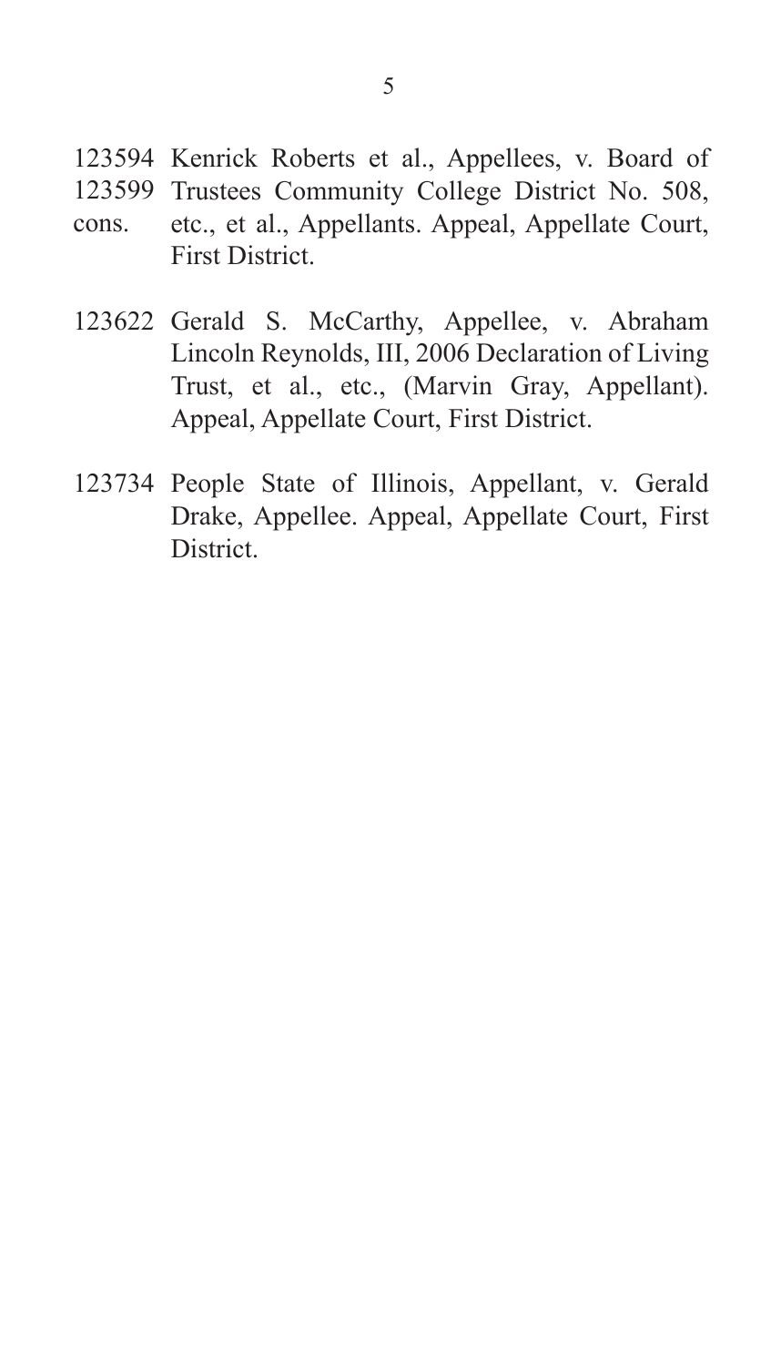123594 123599 cons. Kenrick Roberts et al., Appellees, v. Board of Trustees Community College District No. 508, etc., et al., Appellants. Appeal, Appellate Court, First District.

123622 Gerald S. McCarthy, Appellee, v. Abraham Lincoln Reynolds, III, 2006 Declaration of Living Trust, et al., etc., (Marvin Gray, Appellant). Appeal, Appellate Court, First District.

123734 People State of Illinois, Appellant, v. Gerald Drake, Appellee. Appeal, Appellate Court, First District.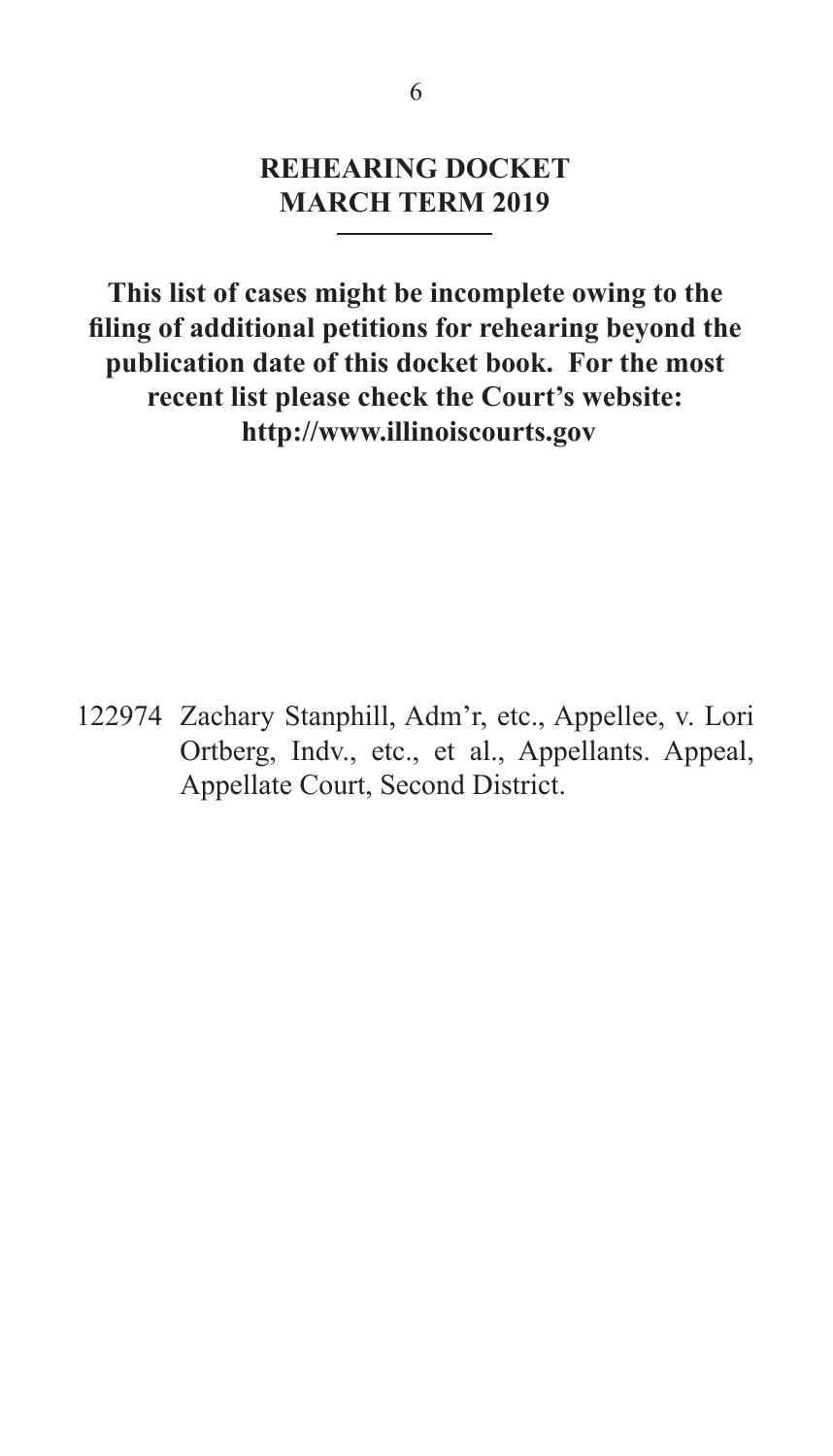# REHEARING DOCKET
# MARCH TERM 2019

**This list of cases might be incomplete owing to the filing of additional petitions for rehearing beyond the publication date of this docket book. For the most recent list please check the Court's website: http://www.illinoiscourts.gov**

122974 Zachary Stanphill, Adm'r, etc., Appellee, v. Lori Ortberg, Indv., etc., et al., Appellants. Appeal, Appellate Court, Second District.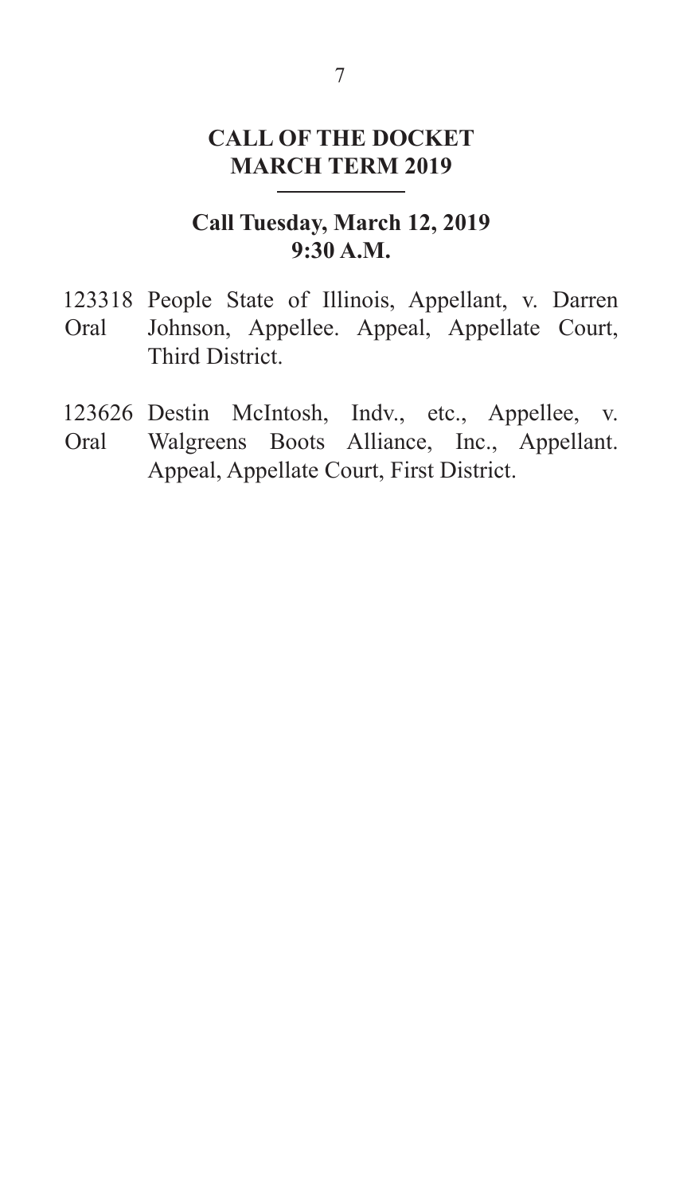## CALL OF THE DOCKET
## MARCH TERM 2019

### Call Tuesday, March 12, 2019
### 9:30 A.M.

123318 Oral — People State of Illinois, Appellant, v. Darren Johnson, Appellee. Appeal, Appellate Court, Third District.

123626 Oral — Destin McIntosh, Indv., etc., Appellee, v. Walgreens Boots Alliance, Inc., Appellant. Appeal, Appellate Court, First District.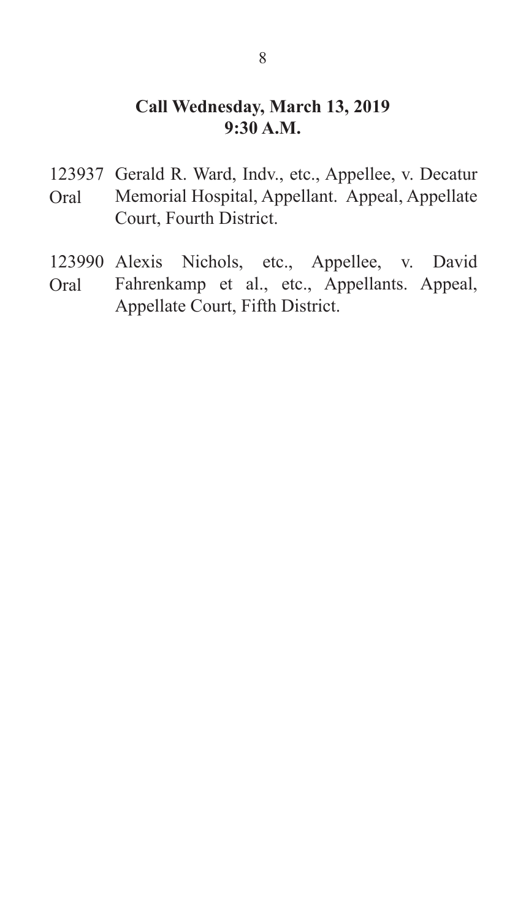**Call Wednesday, March 13, 2019**
**9:30 A.M.**

123937 Gerald R. Ward, Indv., etc., Appellee, v. Decatur
Oral Memorial Hospital, Appellant. Appeal, Appellate Court, Fourth District.

123990 Alexis Nichols, etc., Appellee, v. David
Oral Fahrenkamp et al., etc., Appellants. Appeal, Appellate Court, Fifth District.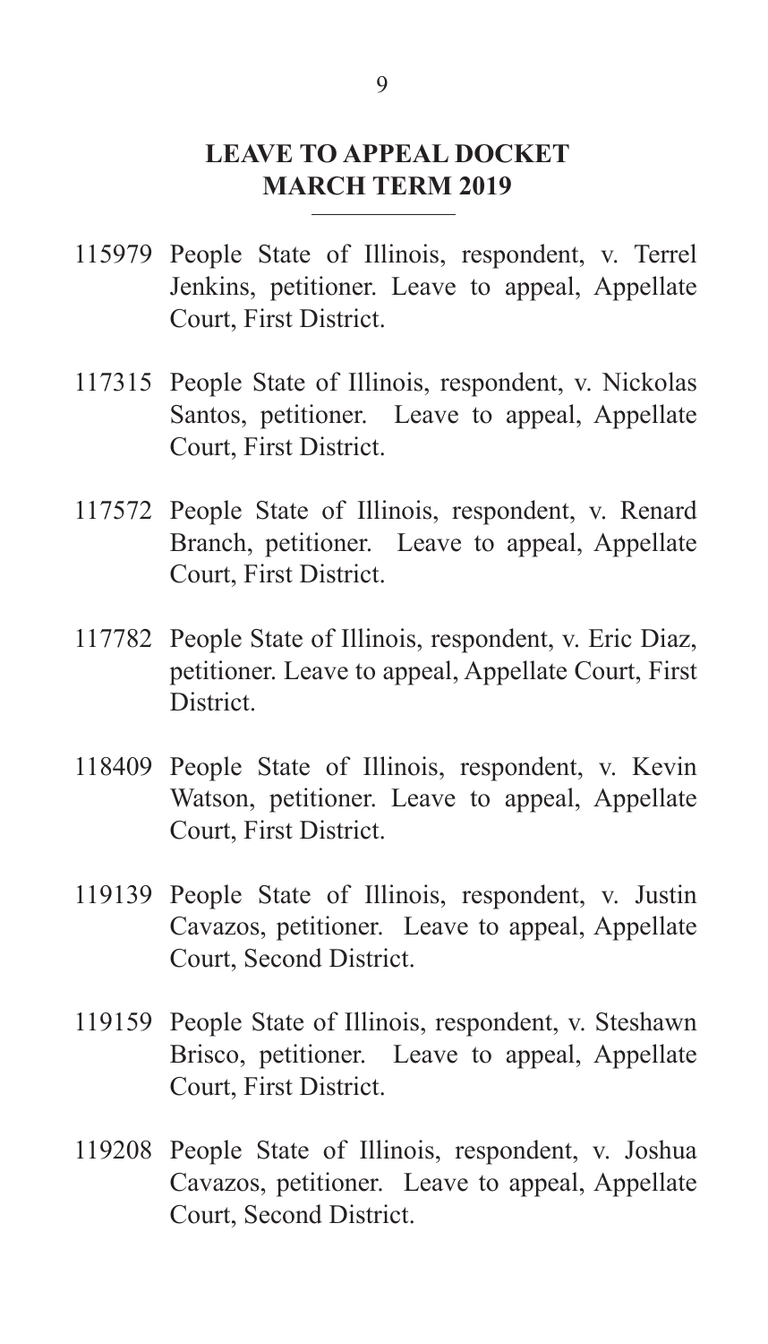## LEAVE TO APPEAL DOCKET
## MARCH TERM 2019

115979 People State of Illinois, respondent, v. Terrel Jenkins, petitioner. Leave to appeal, Appellate Court, First District.

117315 People State of Illinois, respondent, v. Nickolas Santos, petitioner. Leave to appeal, Appellate Court, First District.

117572 People State of Illinois, respondent, v. Renard Branch, petitioner. Leave to appeal, Appellate Court, First District.

117782 People State of Illinois, respondent, v. Eric Diaz, petitioner. Leave to appeal, Appellate Court, First District.

118409 People State of Illinois, respondent, v. Kevin Watson, petitioner. Leave to appeal, Appellate Court, First District.

119139 People State of Illinois, respondent, v. Justin Cavazos, petitioner. Leave to appeal, Appellate Court, Second District.

119159 People State of Illinois, respondent, v. Steshawn Brisco, petitioner. Leave to appeal, Appellate Court, First District.

119208 People State of Illinois, respondent, v. Joshua Cavazos, petitioner. Leave to appeal, Appellate Court, Second District.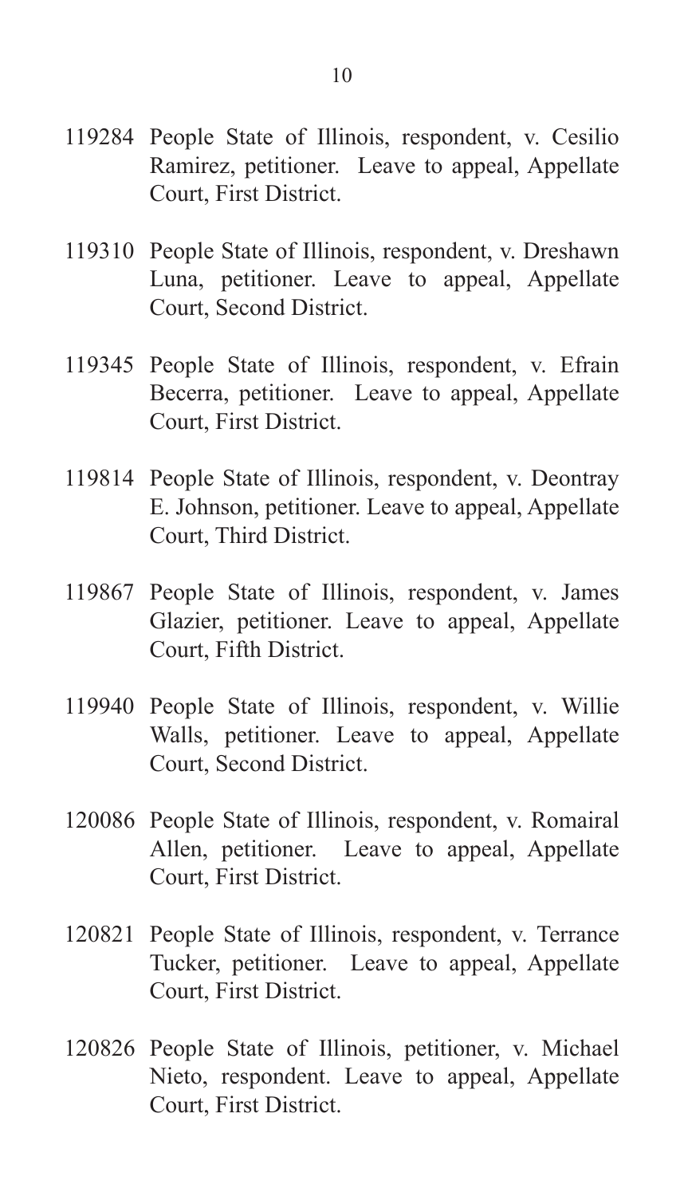119284 People State of Illinois, respondent, v. Cesilio Ramirez, petitioner. Leave to appeal, Appellate Court, First District.

119310 People State of Illinois, respondent, v. Dreshawn Luna, petitioner. Leave to appeal, Appellate Court, Second District.

119345 People State of Illinois, respondent, v. Efrain Becerra, petitioner. Leave to appeal, Appellate Court, First District.

119814 People State of Illinois, respondent, v. Deontray E. Johnson, petitioner. Leave to appeal, Appellate Court, Third District.

119867 People State of Illinois, respondent, v. James Glazier, petitioner. Leave to appeal, Appellate Court, Fifth District.

119940 People State of Illinois, respondent, v. Willie Walls, petitioner. Leave to appeal, Appellate Court, Second District.

120086 People State of Illinois, respondent, v. Romairal Allen, petitioner. Leave to appeal, Appellate Court, First District.

120821 People State of Illinois, respondent, v. Terrance Tucker, petitioner. Leave to appeal, Appellate Court, First District.

120826 People State of Illinois, petitioner, v. Michael Nieto, respondent. Leave to appeal, Appellate Court, First District.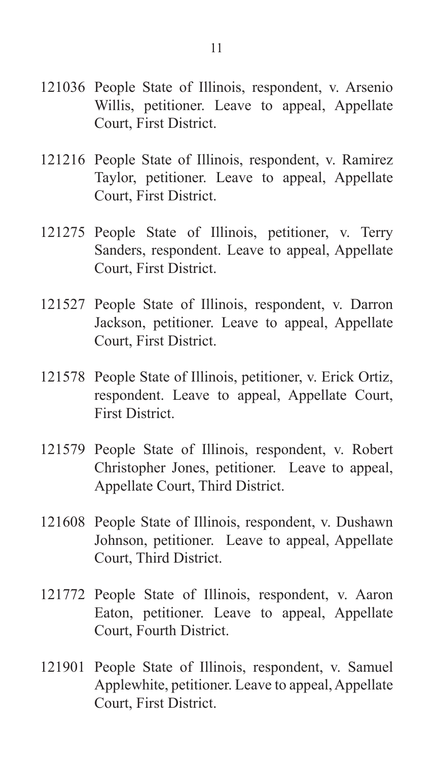121036 People State of Illinois, respondent, v. Arsenio Willis, petitioner. Leave to appeal, Appellate Court, First District.

121216 People State of Illinois, respondent, v. Ramirez Taylor, petitioner. Leave to appeal, Appellate Court, First District.

121275 People State of Illinois, petitioner, v. Terry Sanders, respondent. Leave to appeal, Appellate Court, First District.

121527 People State of Illinois, respondent, v. Darron Jackson, petitioner. Leave to appeal, Appellate Court, First District.

121578 People State of Illinois, petitioner, v. Erick Ortiz, respondent. Leave to appeal, Appellate Court, First District.

121579 People State of Illinois, respondent, v. Robert Christopher Jones, petitioner. Leave to appeal, Appellate Court, Third District.

121608 People State of Illinois, respondent, v. Dushawn Johnson, petitioner. Leave to appeal, Appellate Court, Third District.

121772 People State of Illinois, respondent, v. Aaron Eaton, petitioner. Leave to appeal, Appellate Court, Fourth District.

121901 People State of Illinois, respondent, v. Samuel Applewhite, petitioner. Leave to appeal, Appellate Court, First District.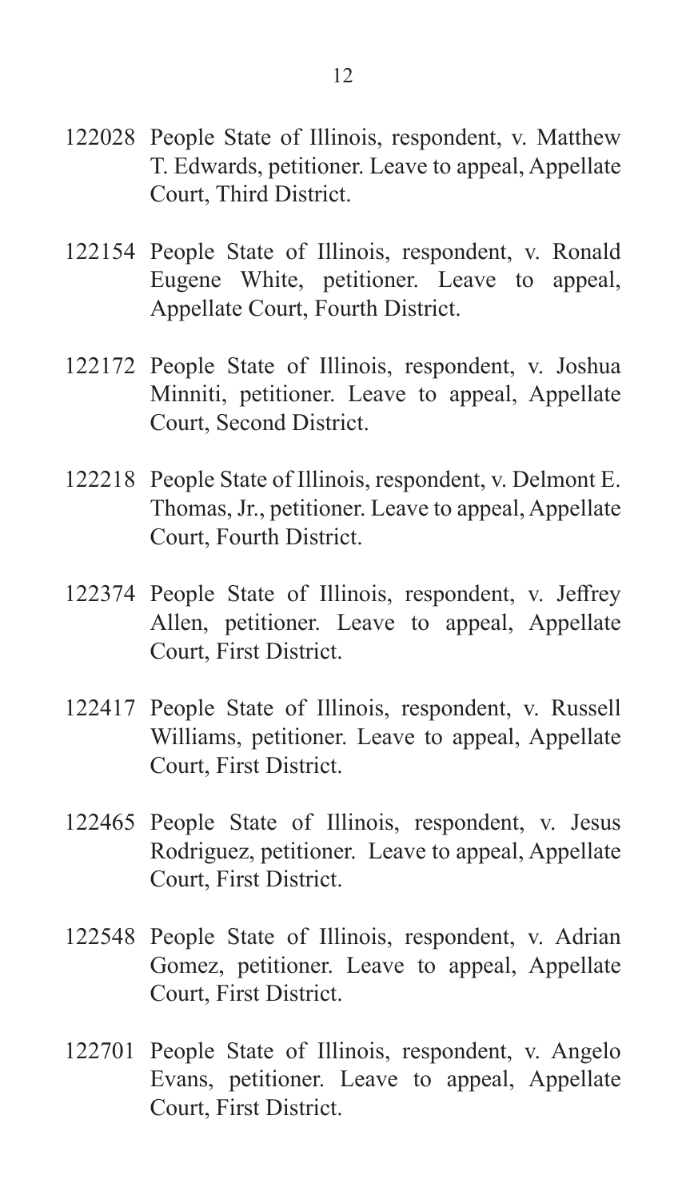122028 People State of Illinois, respondent, v. Matthew T. Edwards, petitioner. Leave to appeal, Appellate Court, Third District.

122154 People State of Illinois, respondent, v. Ronald Eugene White, petitioner. Leave to appeal, Appellate Court, Fourth District.

122172 People State of Illinois, respondent, v. Joshua Minniti, petitioner. Leave to appeal, Appellate Court, Second District.

122218 People State of Illinois, respondent, v. Delmont E. Thomas, Jr., petitioner. Leave to appeal, Appellate Court, Fourth District.

122374 People State of Illinois, respondent, v. Jeffrey Allen, petitioner. Leave to appeal, Appellate Court, First District.

122417 People State of Illinois, respondent, v. Russell Williams, petitioner. Leave to appeal, Appellate Court, First District.

122465 People State of Illinois, respondent, v. Jesus Rodriguez, petitioner. Leave to appeal, Appellate Court, First District.

122548 People State of Illinois, respondent, v. Adrian Gomez, petitioner. Leave to appeal, Appellate Court, First District.

122701 People State of Illinois, respondent, v. Angelo Evans, petitioner. Leave to appeal, Appellate Court, First District.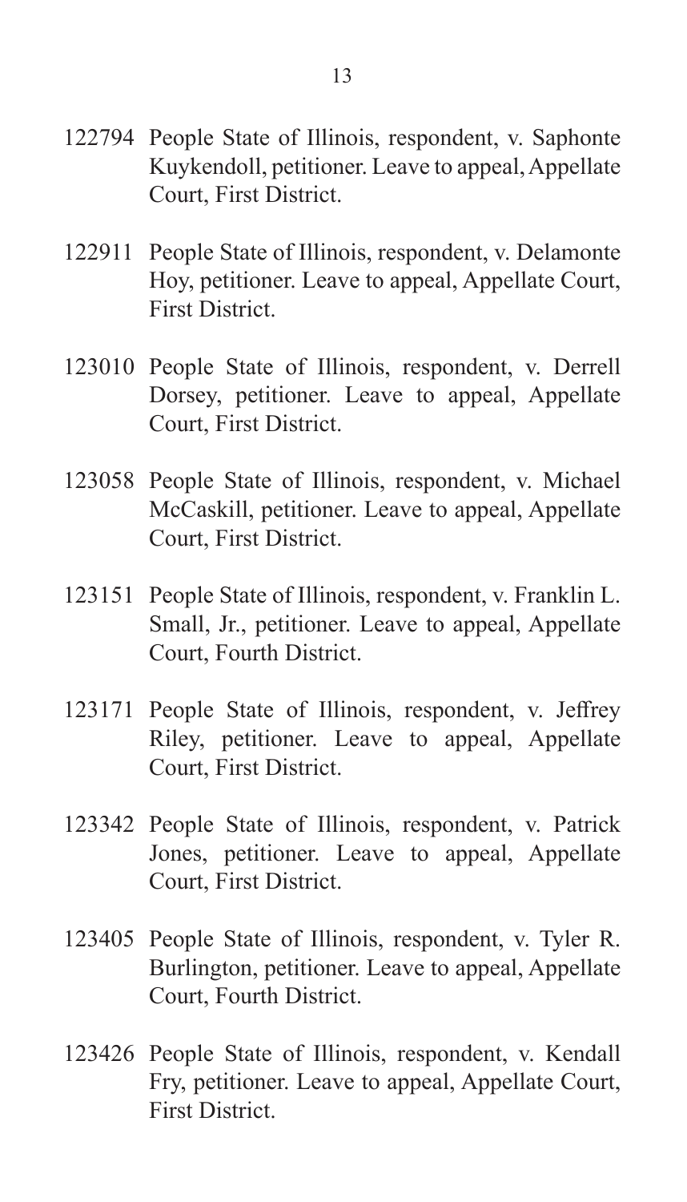122794 People State of Illinois, respondent, v. Saphonte Kuykendoll, petitioner. Leave to appeal, Appellate Court, First District.

122911 People State of Illinois, respondent, v. Delamonte Hoy, petitioner. Leave to appeal, Appellate Court, First District.

123010 People State of Illinois, respondent, v. Derrell Dorsey, petitioner. Leave to appeal, Appellate Court, First District.

123058 People State of Illinois, respondent, v. Michael McCaskill, petitioner. Leave to appeal, Appellate Court, First District.

123151 People State of Illinois, respondent, v. Franklin L. Small, Jr., petitioner. Leave to appeal, Appellate Court, Fourth District.

123171 People State of Illinois, respondent, v. Jeffrey Riley, petitioner. Leave to appeal, Appellate Court, First District.

123342 People State of Illinois, respondent, v. Patrick Jones, petitioner. Leave to appeal, Appellate Court, First District.

123405 People State of Illinois, respondent, v. Tyler R. Burlington, petitioner. Leave to appeal, Appellate Court, Fourth District.

123426 People State of Illinois, respondent, v. Kendall Fry, petitioner. Leave to appeal, Appellate Court, First District.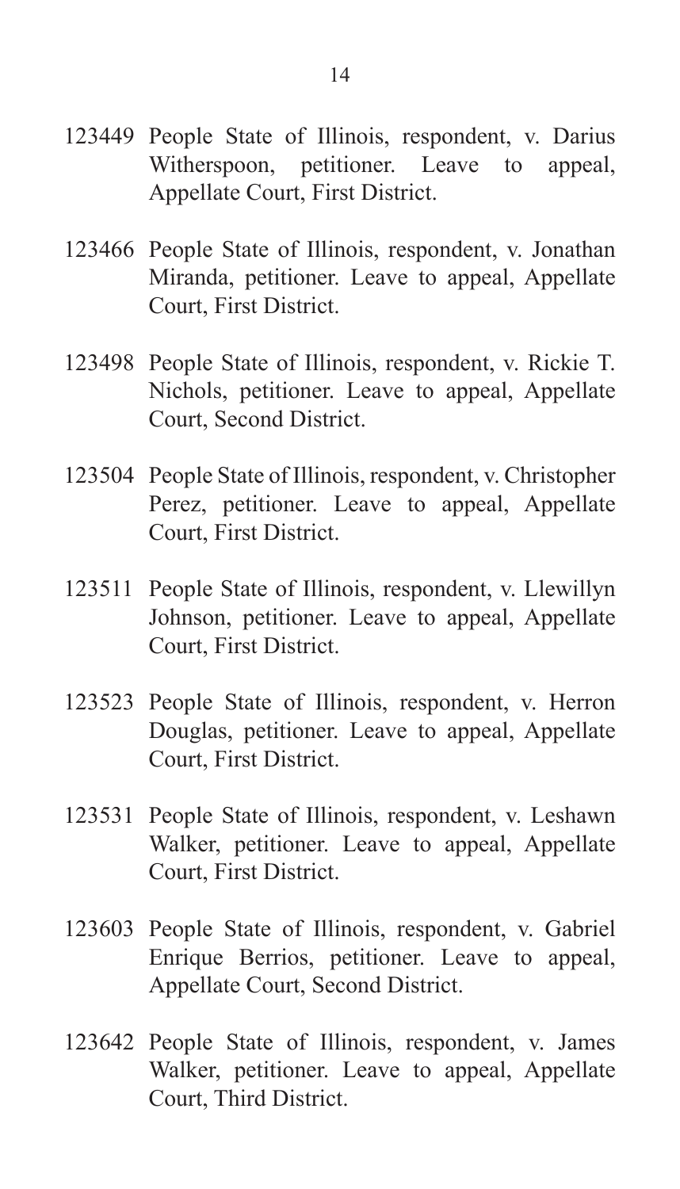123449 People State of Illinois, respondent, v. Darius Witherspoon, petitioner. Leave to appeal, Appellate Court, First District.

123466 People State of Illinois, respondent, v. Jonathan Miranda, petitioner. Leave to appeal, Appellate Court, First District.

123498 People State of Illinois, respondent, v. Rickie T. Nichols, petitioner. Leave to appeal, Appellate Court, Second District.

123504 People State of Illinois, respondent, v. Christopher Perez, petitioner. Leave to appeal, Appellate Court, First District.

123511 People State of Illinois, respondent, v. Llewillyn Johnson, petitioner. Leave to appeal, Appellate Court, First District.

123523 People State of Illinois, respondent, v. Herron Douglas, petitioner. Leave to appeal, Appellate Court, First District.

123531 People State of Illinois, respondent, v. Leshawn Walker, petitioner. Leave to appeal, Appellate Court, First District.

123603 People State of Illinois, respondent, v. Gabriel Enrique Berrios, petitioner. Leave to appeal, Appellate Court, Second District.

123642 People State of Illinois, respondent, v. James Walker, petitioner. Leave to appeal, Appellate Court, Third District.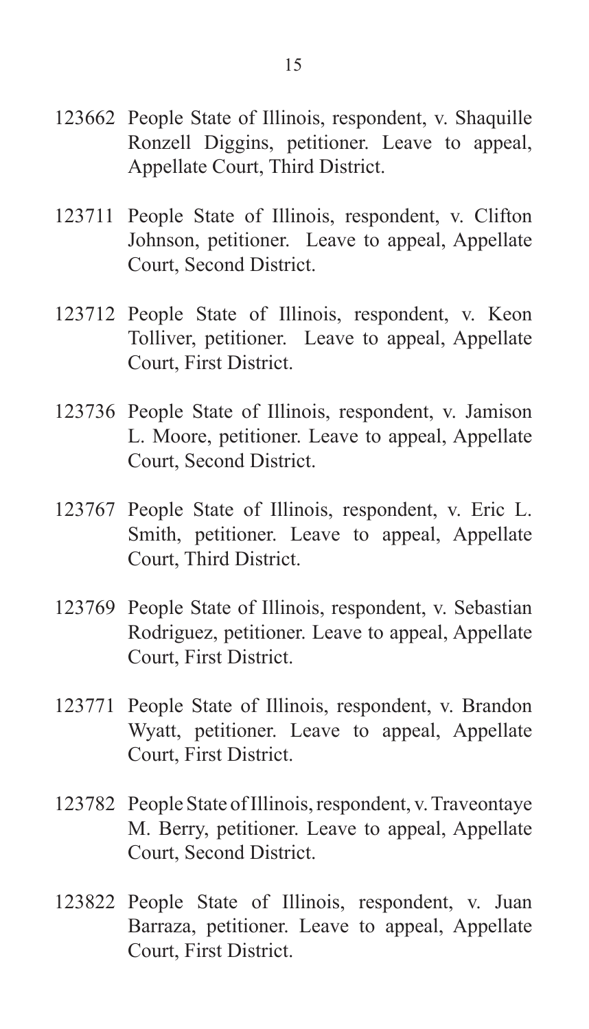123662 People State of Illinois, respondent, v. Shaquille Ronzell Diggins, petitioner. Leave to appeal, Appellate Court, Third District.

123711 People State of Illinois, respondent, v. Clifton Johnson, petitioner. Leave to appeal, Appellate Court, Second District.

123712 People State of Illinois, respondent, v. Keon Tolliver, petitioner. Leave to appeal, Appellate Court, First District.

123736 People State of Illinois, respondent, v. Jamison L. Moore, petitioner. Leave to appeal, Appellate Court, Second District.

123767 People State of Illinois, respondent, v. Eric L. Smith, petitioner. Leave to appeal, Appellate Court, Third District.

123769 People State of Illinois, respondent, v. Sebastian Rodriguez, petitioner. Leave to appeal, Appellate Court, First District.

123771 People State of Illinois, respondent, v. Brandon Wyatt, petitioner. Leave to appeal, Appellate Court, First District.

123782 People State of Illinois, respondent, v. Traveontaye M. Berry, petitioner. Leave to appeal, Appellate Court, Second District.

123822 People State of Illinois, respondent, v. Juan Barraza, petitioner. Leave to appeal, Appellate Court, First District.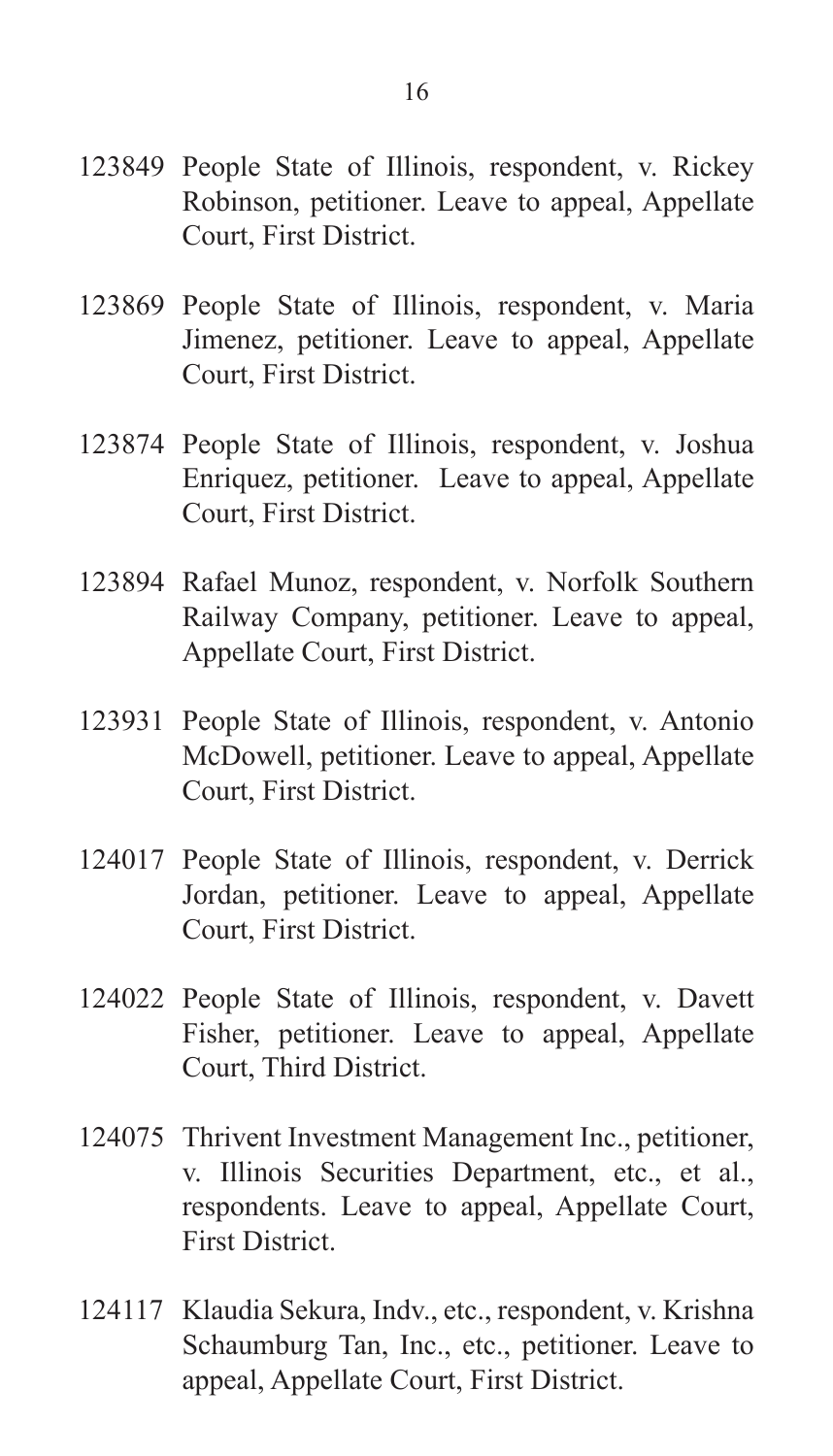123849 People State of Illinois, respondent, v. Rickey Robinson, petitioner. Leave to appeal, Appellate Court, First District.

123869 People State of Illinois, respondent, v. Maria Jimenez, petitioner. Leave to appeal, Appellate Court, First District.

123874 People State of Illinois, respondent, v. Joshua Enriquez, petitioner. Leave to appeal, Appellate Court, First District.

123894 Rafael Munoz, respondent, v. Norfolk Southern Railway Company, petitioner. Leave to appeal, Appellate Court, First District.

123931 People State of Illinois, respondent, v. Antonio McDowell, petitioner. Leave to appeal, Appellate Court, First District.

124017 People State of Illinois, respondent, v. Derrick Jordan, petitioner. Leave to appeal, Appellate Court, First District.

124022 People State of Illinois, respondent, v. Davett Fisher, petitioner. Leave to appeal, Appellate Court, Third District.

124075 Thrivent Investment Management Inc., petitioner, v. Illinois Securities Department, etc., et al., respondents. Leave to appeal, Appellate Court, First District.

124117 Klaudia Sekura, Indv., etc., respondent, v. Krishna Schaumburg Tan, Inc., etc., petitioner. Leave to appeal, Appellate Court, First District.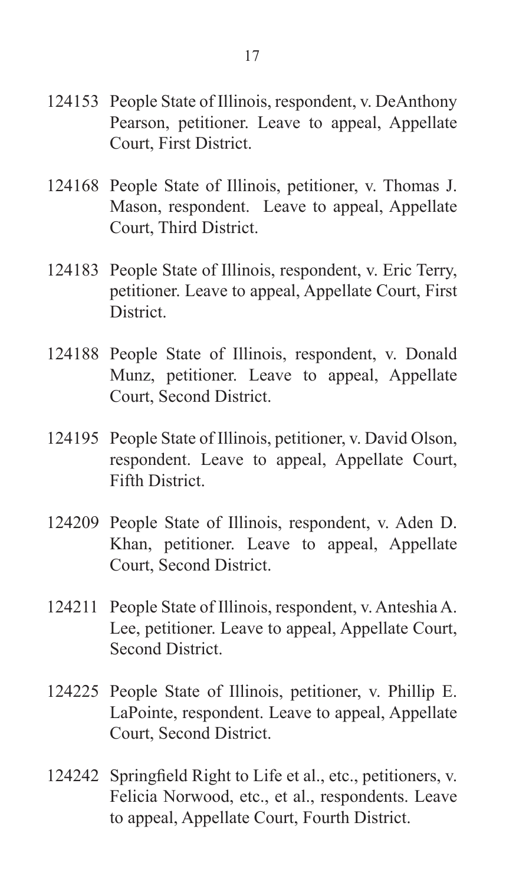124153 People State of Illinois, respondent, v. DeAnthony Pearson, petitioner. Leave to appeal, Appellate Court, First District.

124168 People State of Illinois, petitioner, v. Thomas J. Mason, respondent. Leave to appeal, Appellate Court, Third District.

124183 People State of Illinois, respondent, v. Eric Terry, petitioner. Leave to appeal, Appellate Court, First District.

124188 People State of Illinois, respondent, v. Donald Munz, petitioner. Leave to appeal, Appellate Court, Second District.

124195 People State of Illinois, petitioner, v. David Olson, respondent. Leave to appeal, Appellate Court, Fifth District.

124209 People State of Illinois, respondent, v. Aden D. Khan, petitioner. Leave to appeal, Appellate Court, Second District.

124211 People State of Illinois, respondent, v. Anteshia A. Lee, petitioner. Leave to appeal, Appellate Court, Second District.

124225 People State of Illinois, petitioner, v. Phillip E. LaPointe, respondent. Leave to appeal, Appellate Court, Second District.

124242 Springfield Right to Life et al., etc., petitioners, v. Felicia Norwood, etc., et al., respondents. Leave to appeal, Appellate Court, Fourth District.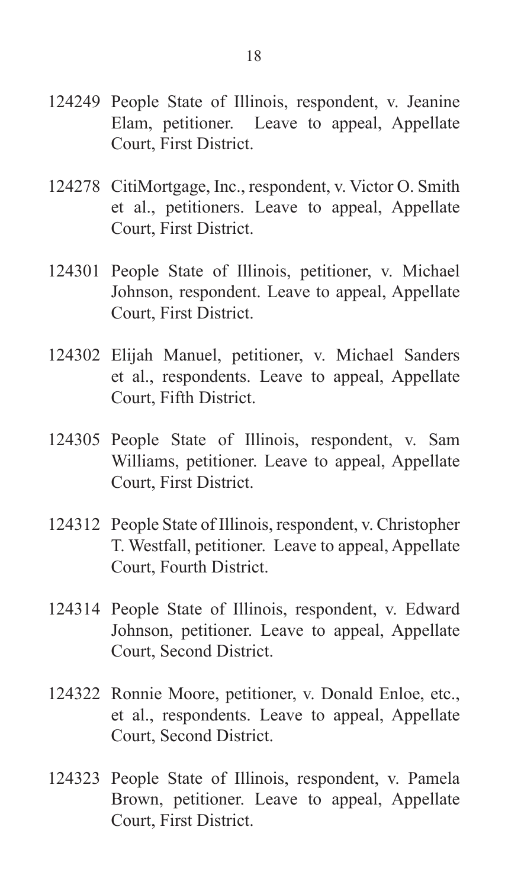124249 People State of Illinois, respondent, v. Jeanine Elam, petitioner. Leave to appeal, Appellate Court, First District.

124278 CitiMortgage, Inc., respondent, v. Victor O. Smith et al., petitioners. Leave to appeal, Appellate Court, First District.

124301 People State of Illinois, petitioner, v. Michael Johnson, respondent. Leave to appeal, Appellate Court, First District.

124302 Elijah Manuel, petitioner, v. Michael Sanders et al., respondents. Leave to appeal, Appellate Court, Fifth District.

124305 People State of Illinois, respondent, v. Sam Williams, petitioner. Leave to appeal, Appellate Court, First District.

124312 People State of Illinois, respondent, v. Christopher T. Westfall, petitioner. Leave to appeal, Appellate Court, Fourth District.

124314 People State of Illinois, respondent, v. Edward Johnson, petitioner. Leave to appeal, Appellate Court, Second District.

124322 Ronnie Moore, petitioner, v. Donald Enloe, etc., et al., respondents. Leave to appeal, Appellate Court, Second District.

124323 People State of Illinois, respondent, v. Pamela Brown, petitioner. Leave to appeal, Appellate Court, First District.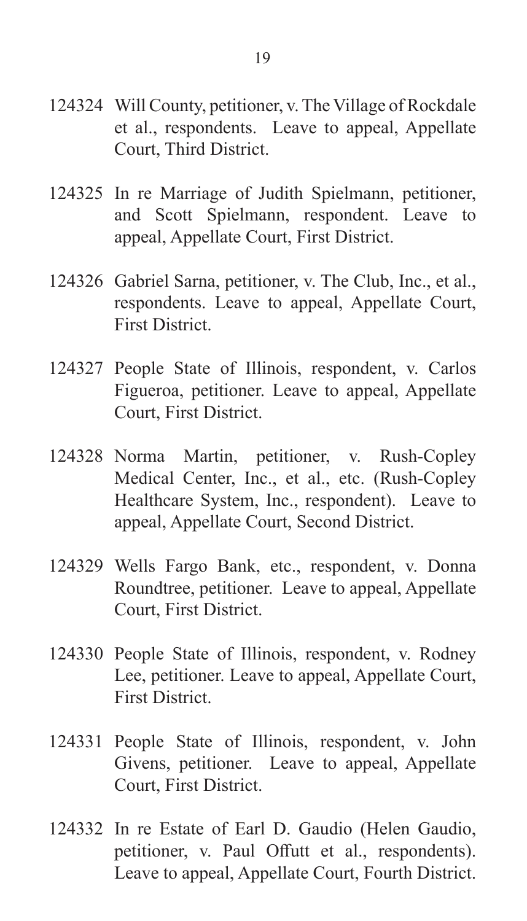124324 Will County, petitioner, v. The Village of Rockdale et al., respondents. Leave to appeal, Appellate Court, Third District.

124325 In re Marriage of Judith Spielmann, petitioner, and Scott Spielmann, respondent. Leave to appeal, Appellate Court, First District.

124326 Gabriel Sarna, petitioner, v. The Club, Inc., et al., respondents. Leave to appeal, Appellate Court, First District.

124327 People State of Illinois, respondent, v. Carlos Figueroa, petitioner. Leave to appeal, Appellate Court, First District.

124328 Norma Martin, petitioner, v. Rush-Copley Medical Center, Inc., et al., etc. (Rush-Copley Healthcare System, Inc., respondent). Leave to appeal, Appellate Court, Second District.

124329 Wells Fargo Bank, etc., respondent, v. Donna Roundtree, petitioner. Leave to appeal, Appellate Court, First District.

124330 People State of Illinois, respondent, v. Rodney Lee, petitioner. Leave to appeal, Appellate Court, First District.

124331 People State of Illinois, respondent, v. John Givens, petitioner. Leave to appeal, Appellate Court, First District.

124332 In re Estate of Earl D. Gaudio (Helen Gaudio, petitioner, v. Paul Offutt et al., respondents). Leave to appeal, Appellate Court, Fourth District.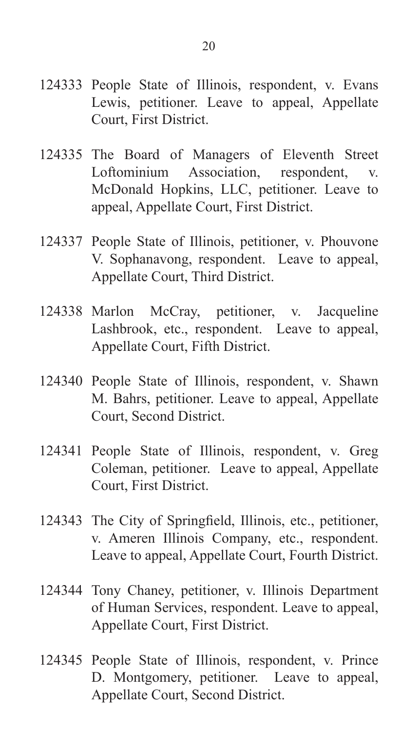124333 People State of Illinois, respondent, v. Evans Lewis, petitioner. Leave to appeal, Appellate Court, First District.

124335 The Board of Managers of Eleventh Street Loftominium Association, respondent, v. McDonald Hopkins, LLC, petitioner. Leave to appeal, Appellate Court, First District.

124337 People State of Illinois, petitioner, v. Phouvone V. Sophanavong, respondent. Leave to appeal, Appellate Court, Third District.

124338 Marlon McCray, petitioner, v. Jacqueline Lashbrook, etc., respondent. Leave to appeal, Appellate Court, Fifth District.

124340 People State of Illinois, respondent, v. Shawn M. Bahrs, petitioner. Leave to appeal, Appellate Court, Second District.

124341 People State of Illinois, respondent, v. Greg Coleman, petitioner. Leave to appeal, Appellate Court, First District.

124343 The City of Springfield, Illinois, etc., petitioner, v. Ameren Illinois Company, etc., respondent. Leave to appeal, Appellate Court, Fourth District.

124344 Tony Chaney, petitioner, v. Illinois Department of Human Services, respondent. Leave to appeal, Appellate Court, First District.

124345 People State of Illinois, respondent, v. Prince D. Montgomery, petitioner. Leave to appeal, Appellate Court, Second District.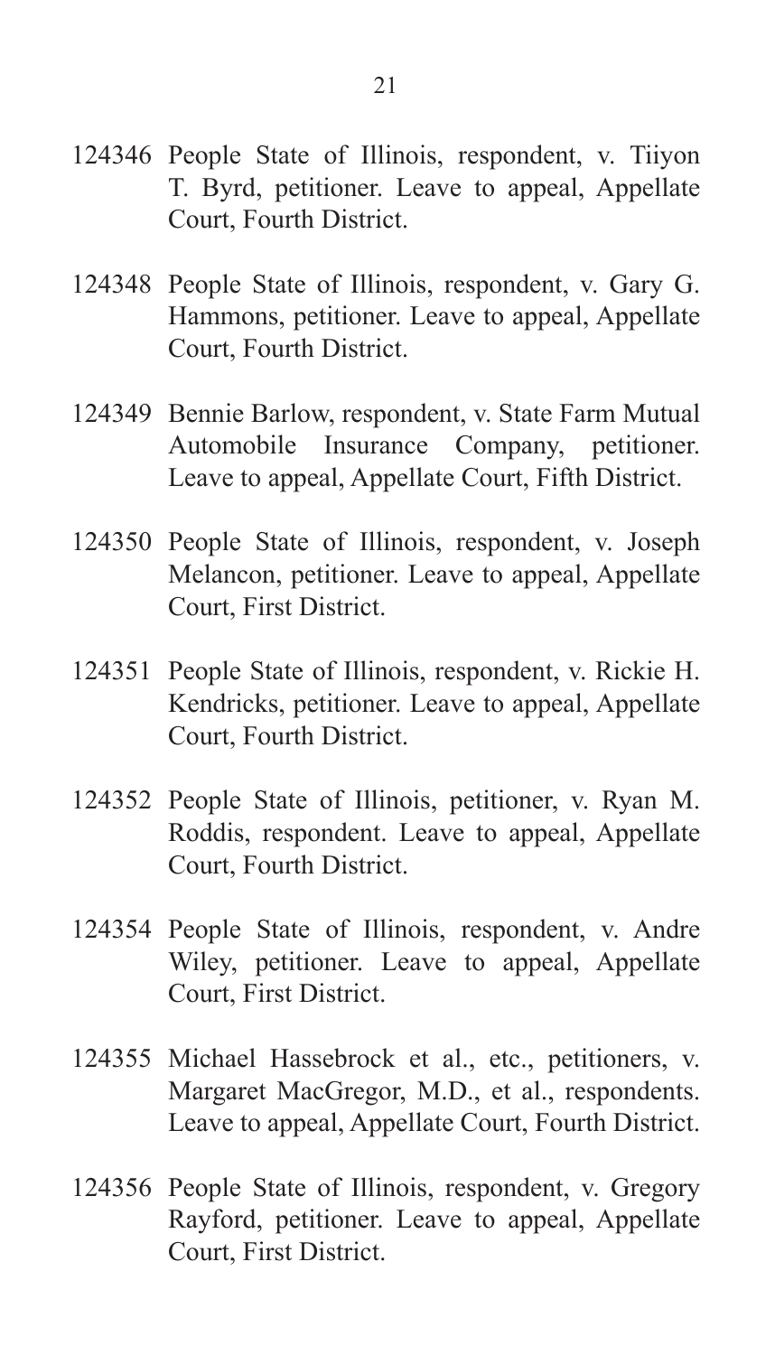124346 People State of Illinois, respondent, v. Tiiyon T. Byrd, petitioner. Leave to appeal, Appellate Court, Fourth District.

124348 People State of Illinois, respondent, v. Gary G. Hammons, petitioner. Leave to appeal, Appellate Court, Fourth District.

124349 Bennie Barlow, respondent, v. State Farm Mutual Automobile Insurance Company, petitioner. Leave to appeal, Appellate Court, Fifth District.

124350 People State of Illinois, respondent, v. Joseph Melancon, petitioner. Leave to appeal, Appellate Court, First District.

124351 People State of Illinois, respondent, v. Rickie H. Kendricks, petitioner. Leave to appeal, Appellate Court, Fourth District.

124352 People State of Illinois, petitioner, v. Ryan M. Roddis, respondent. Leave to appeal, Appellate Court, Fourth District.

124354 People State of Illinois, respondent, v. Andre Wiley, petitioner. Leave to appeal, Appellate Court, First District.

124355 Michael Hassebrock et al., etc., petitioners, v. Margaret MacGregor, M.D., et al., respondents. Leave to appeal, Appellate Court, Fourth District.

124356 People State of Illinois, respondent, v. Gregory Rayford, petitioner. Leave to appeal, Appellate Court, First District.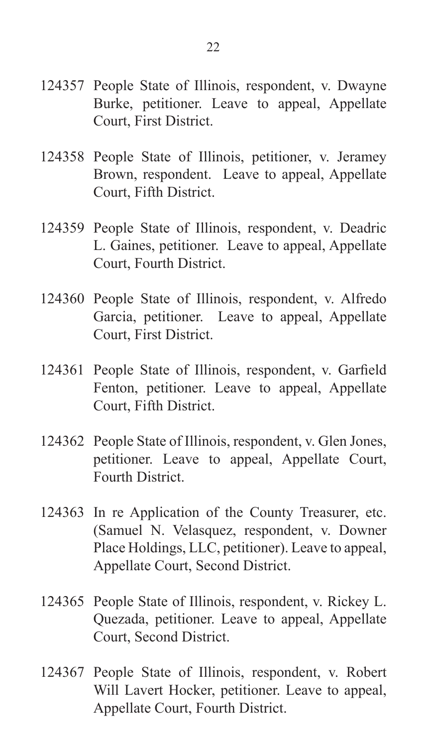124357 People State of Illinois, respondent, v. Dwayne Burke, petitioner. Leave to appeal, Appellate Court, First District.

124358 People State of Illinois, petitioner, v. Jeramey Brown, respondent. Leave to appeal, Appellate Court, Fifth District.

124359 People State of Illinois, respondent, v. Deadric L. Gaines, petitioner. Leave to appeal, Appellate Court, Fourth District.

124360 People State of Illinois, respondent, v. Alfredo Garcia, petitioner. Leave to appeal, Appellate Court, First District.

124361 People State of Illinois, respondent, v. Garfield Fenton, petitioner. Leave to appeal, Appellate Court, Fifth District.

124362 People State of Illinois, respondent, v. Glen Jones, petitioner. Leave to appeal, Appellate Court, Fourth District.

124363 In re Application of the County Treasurer, etc. (Samuel N. Velasquez, respondent, v. Downer Place Holdings, LLC, petitioner). Leave to appeal, Appellate Court, Second District.

124365 People State of Illinois, respondent, v. Rickey L. Quezada, petitioner. Leave to appeal, Appellate Court, Second District.

124367 People State of Illinois, respondent, v. Robert Will Lavert Hocker, petitioner. Leave to appeal, Appellate Court, Fourth District.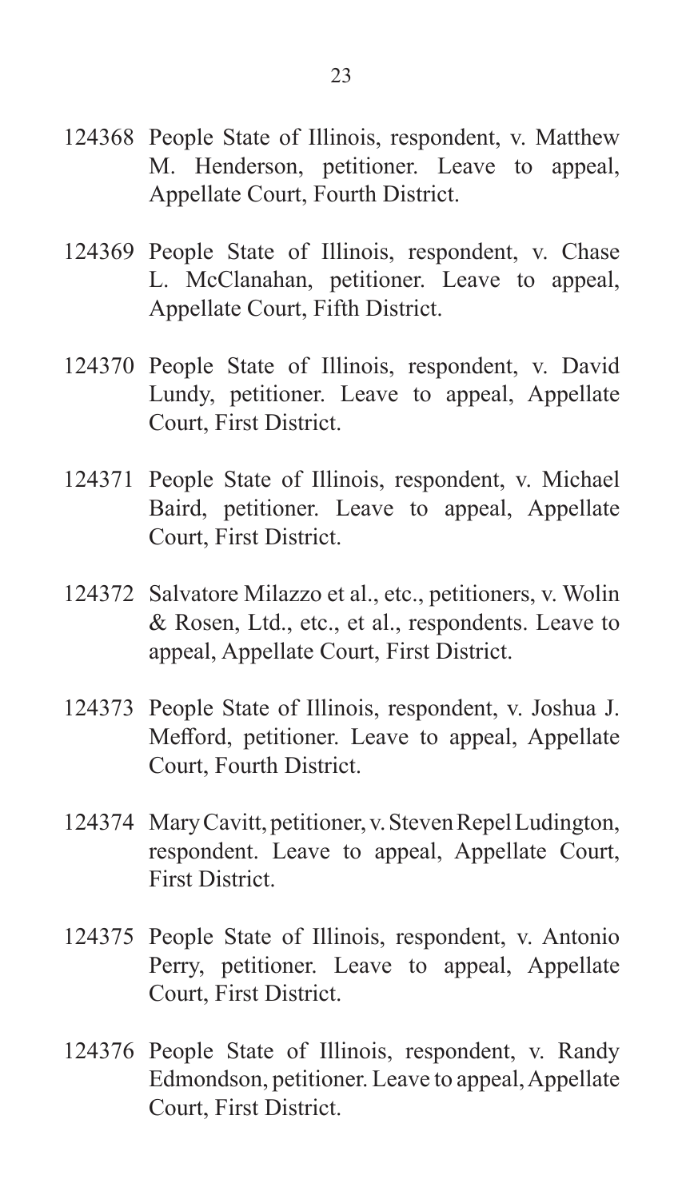124368 People State of Illinois, respondent, v. Matthew M. Henderson, petitioner. Leave to appeal, Appellate Court, Fourth District.

124369 People State of Illinois, respondent, v. Chase L. McClanahan, petitioner. Leave to appeal, Appellate Court, Fifth District.

124370 People State of Illinois, respondent, v. David Lundy, petitioner. Leave to appeal, Appellate Court, First District.

124371 People State of Illinois, respondent, v. Michael Baird, petitioner. Leave to appeal, Appellate Court, First District.

124372 Salvatore Milazzo et al., etc., petitioners, v. Wolin & Rosen, Ltd., etc., et al., respondents. Leave to appeal, Appellate Court, First District.

124373 People State of Illinois, respondent, v. Joshua J. Mefford, petitioner. Leave to appeal, Appellate Court, Fourth District.

124374 Mary Cavitt, petitioner, v. Steven Repel Ludington, respondent. Leave to appeal, Appellate Court, First District.

124375 People State of Illinois, respondent, v. Antonio Perry, petitioner. Leave to appeal, Appellate Court, First District.

124376 People State of Illinois, respondent, v. Randy Edmondson, petitioner. Leave to appeal, Appellate Court, First District.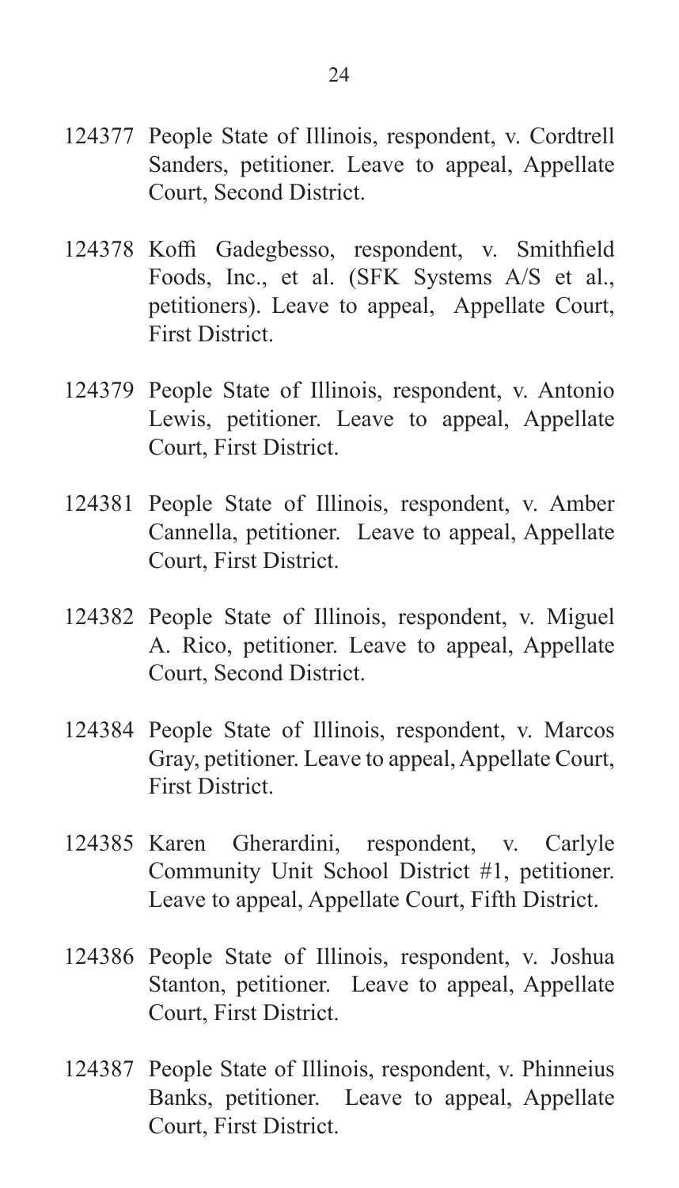124377 People State of Illinois, respondent, v. Cordtrell Sanders, petitioner. Leave to appeal, Appellate Court, Second District.

124378 Koffi Gadegbesso, respondent, v. Smithfield Foods, Inc., et al. (SFK Systems A/S et al., petitioners). Leave to appeal, Appellate Court, First District.

124379 People State of Illinois, respondent, v. Antonio Lewis, petitioner. Leave to appeal, Appellate Court, First District.

124381 People State of Illinois, respondent, v. Amber Cannella, petitioner. Leave to appeal, Appellate Court, First District.

124382 People State of Illinois, respondent, v. Miguel A. Rico, petitioner. Leave to appeal, Appellate Court, Second District.

124384 People State of Illinois, respondent, v. Marcos Gray, petitioner. Leave to appeal, Appellate Court, First District.

124385 Karen Gherardini, respondent, v. Carlyle Community Unit School District #1, petitioner. Leave to appeal, Appellate Court, Fifth District.

124386 People State of Illinois, respondent, v. Joshua Stanton, petitioner. Leave to appeal, Appellate Court, First District.

124387 People State of Illinois, respondent, v. Phinneius Banks, petitioner. Leave to appeal, Appellate Court, First District.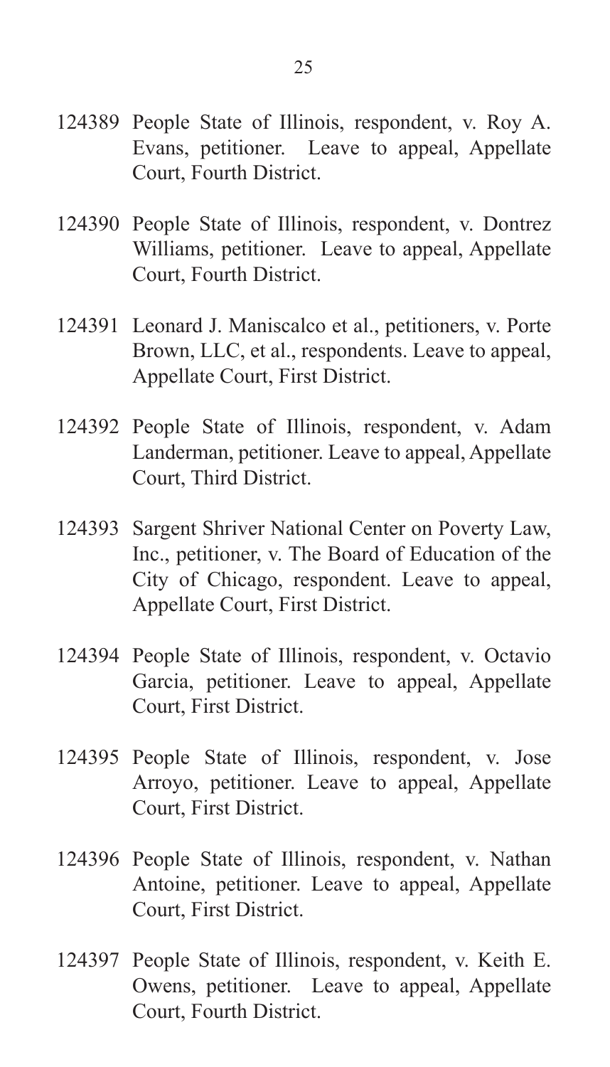124389 People State of Illinois, respondent, v. Roy A. Evans, petitioner. Leave to appeal, Appellate Court, Fourth District.

124390 People State of Illinois, respondent, v. Dontrez Williams, petitioner. Leave to appeal, Appellate Court, Fourth District.

124391 Leonard J. Maniscalco et al., petitioners, v. Porte Brown, LLC, et al., respondents. Leave to appeal, Appellate Court, First District.

124392 People State of Illinois, respondent, v. Adam Landerman, petitioner. Leave to appeal, Appellate Court, Third District.

124393 Sargent Shriver National Center on Poverty Law, Inc., petitioner, v. The Board of Education of the City of Chicago, respondent. Leave to appeal, Appellate Court, First District.

124394 People State of Illinois, respondent, v. Octavio Garcia, petitioner. Leave to appeal, Appellate Court, First District.

124395 People State of Illinois, respondent, v. Jose Arroyo, petitioner. Leave to appeal, Appellate Court, First District.

124396 People State of Illinois, respondent, v. Nathan Antoine, petitioner. Leave to appeal, Appellate Court, First District.

124397 People State of Illinois, respondent, v. Keith E. Owens, petitioner. Leave to appeal, Appellate Court, Fourth District.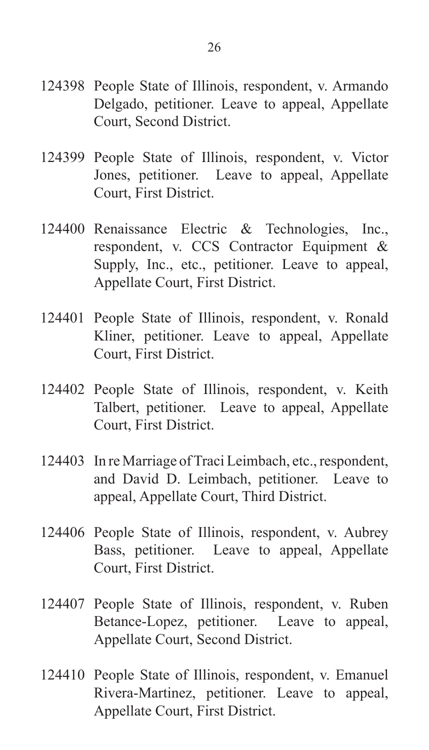124398 People State of Illinois, respondent, v. Armando Delgado, petitioner. Leave to appeal, Appellate Court, Second District.

124399 People State of Illinois, respondent, v. Victor Jones, petitioner. Leave to appeal, Appellate Court, First District.

124400 Renaissance Electric & Technologies, Inc., respondent, v. CCS Contractor Equipment & Supply, Inc., etc., petitioner. Leave to appeal, Appellate Court, First District.

124401 People State of Illinois, respondent, v. Ronald Kliner, petitioner. Leave to appeal, Appellate Court, First District.

124402 People State of Illinois, respondent, v. Keith Talbert, petitioner. Leave to appeal, Appellate Court, First District.

124403 In re Marriage of Traci Leimbach, etc., respondent, and David D. Leimbach, petitioner. Leave to appeal, Appellate Court, Third District.

124406 People State of Illinois, respondent, v. Aubrey Bass, petitioner. Leave to appeal, Appellate Court, First District.

124407 People State of Illinois, respondent, v. Ruben Betance-Lopez, petitioner. Leave to appeal, Appellate Court, Second District.

124410 People State of Illinois, respondent, v. Emanuel Rivera-Martinez, petitioner. Leave to appeal, Appellate Court, First District.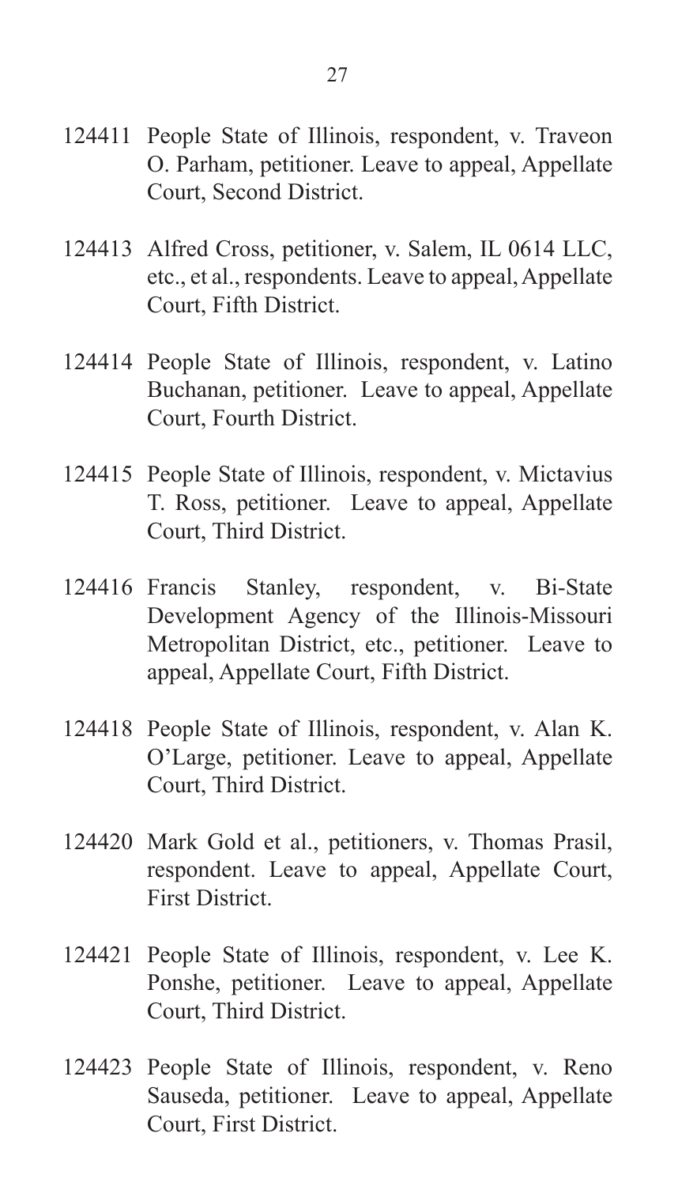124411 People State of Illinois, respondent, v. Traveon O. Parham, petitioner. Leave to appeal, Appellate Court, Second District.

124413 Alfred Cross, petitioner, v. Salem, IL 0614 LLC, etc., et al., respondents. Leave to appeal, Appellate Court, Fifth District.

124414 People State of Illinois, respondent, v. Latino Buchanan, petitioner. Leave to appeal, Appellate Court, Fourth District.

124415 People State of Illinois, respondent, v. Mictavius T. Ross, petitioner. Leave to appeal, Appellate Court, Third District.

124416 Francis Stanley, respondent, v. Bi-State Development Agency of the Illinois-Missouri Metropolitan District, etc., petitioner. Leave to appeal, Appellate Court, Fifth District.

124418 People State of Illinois, respondent, v. Alan K. O'Large, petitioner. Leave to appeal, Appellate Court, Third District.

124420 Mark Gold et al., petitioners, v. Thomas Prasil, respondent. Leave to appeal, Appellate Court, First District.

124421 People State of Illinois, respondent, v. Lee K. Ponshe, petitioner. Leave to appeal, Appellate Court, Third District.

124423 People State of Illinois, respondent, v. Reno Sauseda, petitioner. Leave to appeal, Appellate Court, First District.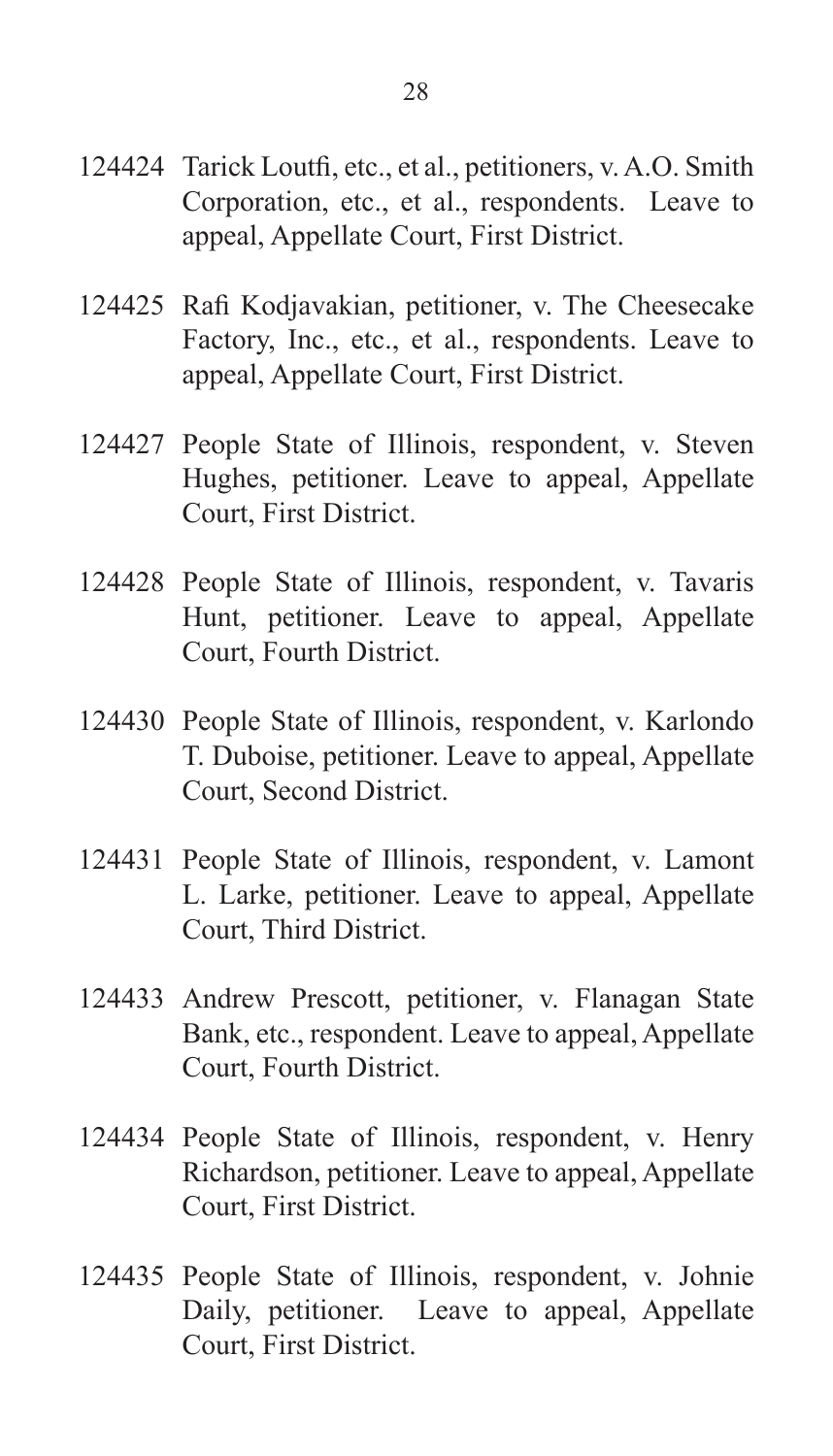124424 Tarick Loutfi, etc., et al., petitioners, v. A.O. Smith Corporation, etc., et al., respondents. Leave to appeal, Appellate Court, First District.

124425 Rafi Kodjavakian, petitioner, v. The Cheesecake Factory, Inc., etc., et al., respondents. Leave to appeal, Appellate Court, First District.

124427 People State of Illinois, respondent, v. Steven Hughes, petitioner. Leave to appeal, Appellate Court, First District.

124428 People State of Illinois, respondent, v. Tavaris Hunt, petitioner. Leave to appeal, Appellate Court, Fourth District.

124430 People State of Illinois, respondent, v. Karlondo T. Duboise, petitioner. Leave to appeal, Appellate Court, Second District.

124431 People State of Illinois, respondent, v. Lamont L. Larke, petitioner. Leave to appeal, Appellate Court, Third District.

124433 Andrew Prescott, petitioner, v. Flanagan State Bank, etc., respondent. Leave to appeal, Appellate Court, Fourth District.

124434 People State of Illinois, respondent, v. Henry Richardson, petitioner. Leave to appeal, Appellate Court, First District.

124435 People State of Illinois, respondent, v. Johnie Daily, petitioner. Leave to appeal, Appellate Court, First District.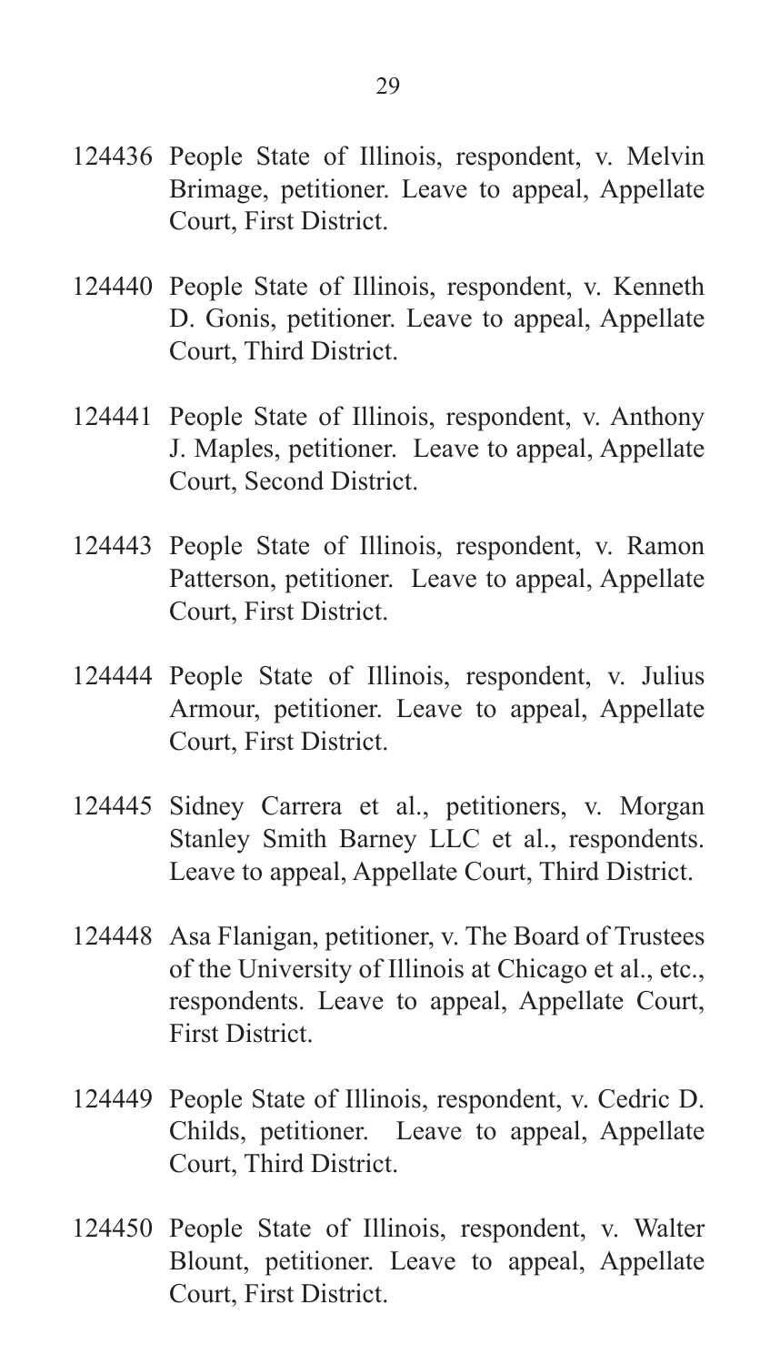124436 People State of Illinois, respondent, v. Melvin Brimage, petitioner. Leave to appeal, Appellate Court, First District.

124440 People State of Illinois, respondent, v. Kenneth D. Gonis, petitioner. Leave to appeal, Appellate Court, Third District.

124441 People State of Illinois, respondent, v. Anthony J. Maples, petitioner. Leave to appeal, Appellate Court, Second District.

124443 People State of Illinois, respondent, v. Ramon Patterson, petitioner. Leave to appeal, Appellate Court, First District.

124444 People State of Illinois, respondent, v. Julius Armour, petitioner. Leave to appeal, Appellate Court, First District.

124445 Sidney Carrera et al., petitioners, v. Morgan Stanley Smith Barney LLC et al., respondents. Leave to appeal, Appellate Court, Third District.

124448 Asa Flanigan, petitioner, v. The Board of Trustees of the University of Illinois at Chicago et al., etc., respondents. Leave to appeal, Appellate Court, First District.

124449 People State of Illinois, respondent, v. Cedric D. Childs, petitioner. Leave to appeal, Appellate Court, Third District.

124450 People State of Illinois, respondent, v. Walter Blount, petitioner. Leave to appeal, Appellate Court, First District.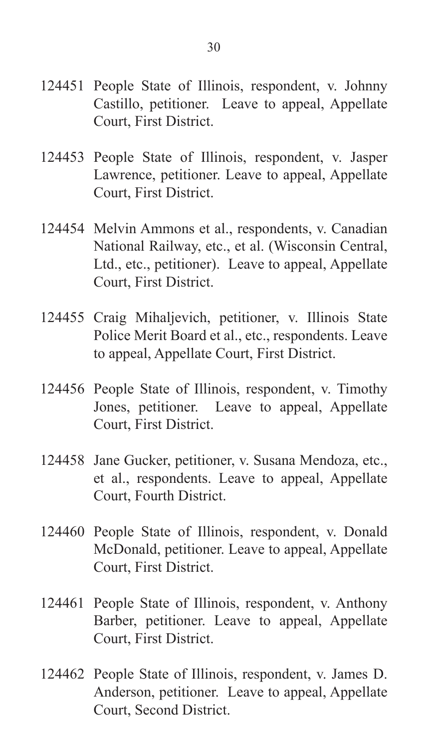124451 People State of Illinois, respondent, v. Johnny Castillo, petitioner. Leave to appeal, Appellate Court, First District.

124453 People State of Illinois, respondent, v. Jasper Lawrence, petitioner. Leave to appeal, Appellate Court, First District.

124454 Melvin Ammons et al., respondents, v. Canadian National Railway, etc., et al. (Wisconsin Central, Ltd., etc., petitioner). Leave to appeal, Appellate Court, First District.

124455 Craig Mihaljevich, petitioner, v. Illinois State Police Merit Board et al., etc., respondents. Leave to appeal, Appellate Court, First District.

124456 People State of Illinois, respondent, v. Timothy Jones, petitioner. Leave to appeal, Appellate Court, First District.

124458 Jane Gucker, petitioner, v. Susana Mendoza, etc., et al., respondents. Leave to appeal, Appellate Court, Fourth District.

124460 People State of Illinois, respondent, v. Donald McDonald, petitioner. Leave to appeal, Appellate Court, First District.

124461 People State of Illinois, respondent, v. Anthony Barber, petitioner. Leave to appeal, Appellate Court, First District.

124462 People State of Illinois, respondent, v. James D. Anderson, petitioner. Leave to appeal, Appellate Court, Second District.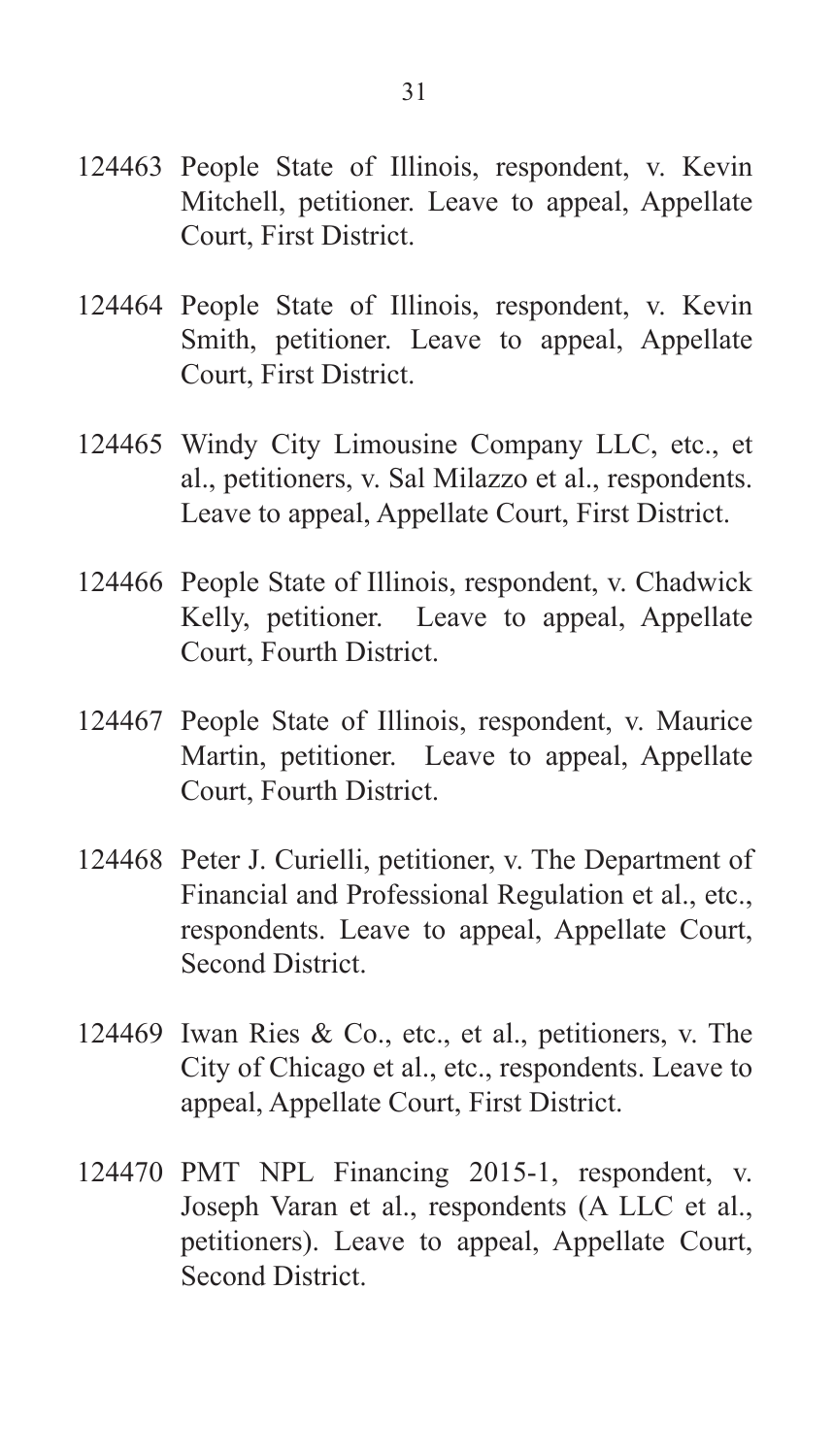124463 People State of Illinois, respondent, v. Kevin Mitchell, petitioner. Leave to appeal, Appellate Court, First District.

124464 People State of Illinois, respondent, v. Kevin Smith, petitioner. Leave to appeal, Appellate Court, First District.

124465 Windy City Limousine Company LLC, etc., et al., petitioners, v. Sal Milazzo et al., respondents. Leave to appeal, Appellate Court, First District.

124466 People State of Illinois, respondent, v. Chadwick Kelly, petitioner. Leave to appeal, Appellate Court, Fourth District.

124467 People State of Illinois, respondent, v. Maurice Martin, petitioner. Leave to appeal, Appellate Court, Fourth District.

124468 Peter J. Curielli, petitioner, v. The Department of Financial and Professional Regulation et al., etc., respondents. Leave to appeal, Appellate Court, Second District.

124469 Iwan Ries & Co., etc., et al., petitioners, v. The City of Chicago et al., etc., respondents. Leave to appeal, Appellate Court, First District.

124470 PMT NPL Financing 2015-1, respondent, v. Joseph Varan et al., respondents (A LLC et al., petitioners). Leave to appeal, Appellate Court, Second District.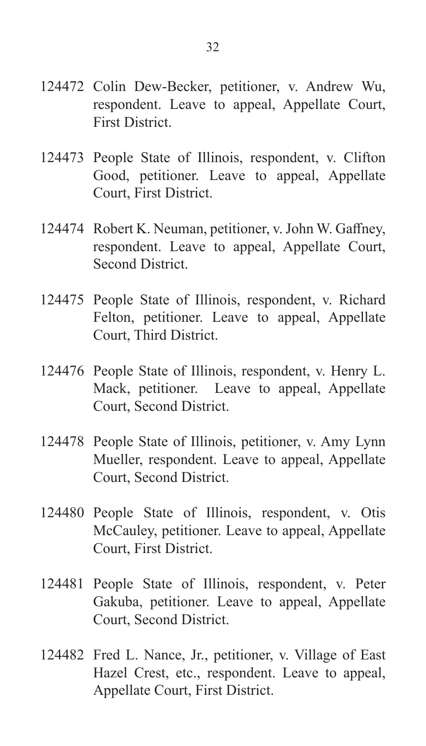124472 Colin Dew-Becker, petitioner, v. Andrew Wu, respondent. Leave to appeal, Appellate Court, First District.

124473 People State of Illinois, respondent, v. Clifton Good, petitioner. Leave to appeal, Appellate Court, First District.

124474 Robert K. Neuman, petitioner, v. John W. Gaffney, respondent. Leave to appeal, Appellate Court, Second District.

124475 People State of Illinois, respondent, v. Richard Felton, petitioner. Leave to appeal, Appellate Court, Third District.

124476 People State of Illinois, respondent, v. Henry L. Mack, petitioner. Leave to appeal, Appellate Court, Second District.

124478 People State of Illinois, petitioner, v. Amy Lynn Mueller, respondent. Leave to appeal, Appellate Court, Second District.

124480 People State of Illinois, respondent, v. Otis McCauley, petitioner. Leave to appeal, Appellate Court, First District.

124481 People State of Illinois, respondent, v. Peter Gakuba, petitioner. Leave to appeal, Appellate Court, Second District.

124482 Fred L. Nance, Jr., petitioner, v. Village of East Hazel Crest, etc., respondent. Leave to appeal, Appellate Court, First District.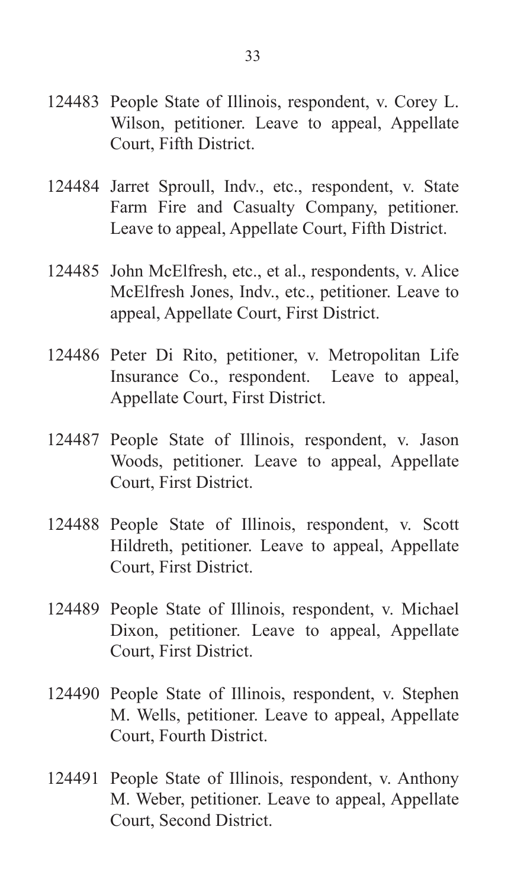124483 People State of Illinois, respondent, v. Corey L. Wilson, petitioner. Leave to appeal, Appellate Court, Fifth District.

124484 Jarret Sproull, Indv., etc., respondent, v. State Farm Fire and Casualty Company, petitioner. Leave to appeal, Appellate Court, Fifth District.

124485 John McElfresh, etc., et al., respondents, v. Alice McElfresh Jones, Indv., etc., petitioner. Leave to appeal, Appellate Court, First District.

124486 Peter Di Rito, petitioner, v. Metropolitan Life Insurance Co., respondent. Leave to appeal, Appellate Court, First District.

124487 People State of Illinois, respondent, v. Jason Woods, petitioner. Leave to appeal, Appellate Court, First District.

124488 People State of Illinois, respondent, v. Scott Hildreth, petitioner. Leave to appeal, Appellate Court, First District.

124489 People State of Illinois, respondent, v. Michael Dixon, petitioner. Leave to appeal, Appellate Court, First District.

124490 People State of Illinois, respondent, v. Stephen M. Wells, petitioner. Leave to appeal, Appellate Court, Fourth District.

124491 People State of Illinois, respondent, v. Anthony M. Weber, petitioner. Leave to appeal, Appellate Court, Second District.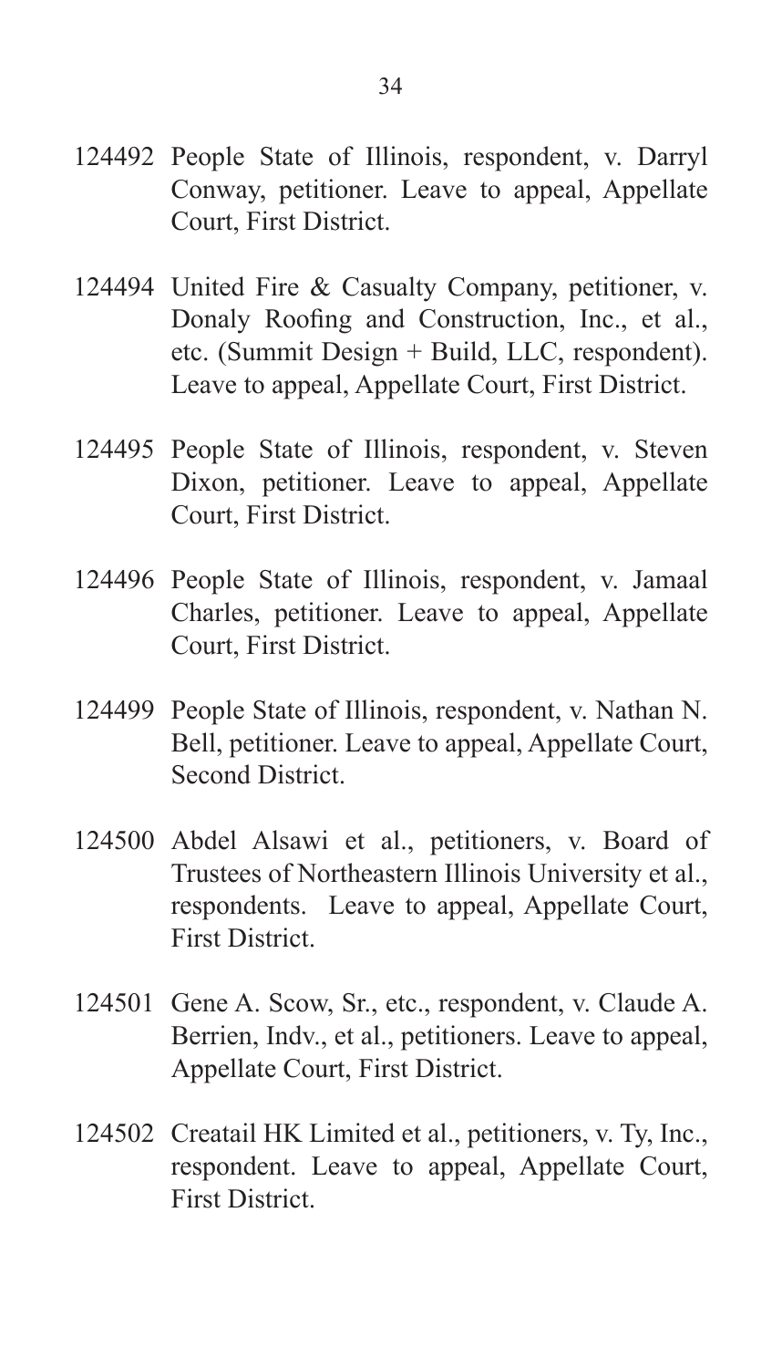124492 People State of Illinois, respondent, v. Darryl Conway, petitioner. Leave to appeal, Appellate Court, First District.

124494 United Fire & Casualty Company, petitioner, v. Donaly Roofing and Construction, Inc., et al., etc. (Summit Design + Build, LLC, respondent). Leave to appeal, Appellate Court, First District.

124495 People State of Illinois, respondent, v. Steven Dixon, petitioner. Leave to appeal, Appellate Court, First District.

124496 People State of Illinois, respondent, v. Jamaal Charles, petitioner. Leave to appeal, Appellate Court, First District.

124499 People State of Illinois, respondent, v. Nathan N. Bell, petitioner. Leave to appeal, Appellate Court, Second District.

124500 Abdel Alsawi et al., petitioners, v. Board of Trustees of Northeastern Illinois University et al., respondents. Leave to appeal, Appellate Court, First District.

124501 Gene A. Scow, Sr., etc., respondent, v. Claude A. Berrien, Indv., et al., petitioners. Leave to appeal, Appellate Court, First District.

124502 Creatail HK Limited et al., petitioners, v. Ty, Inc., respondent. Leave to appeal, Appellate Court, First District.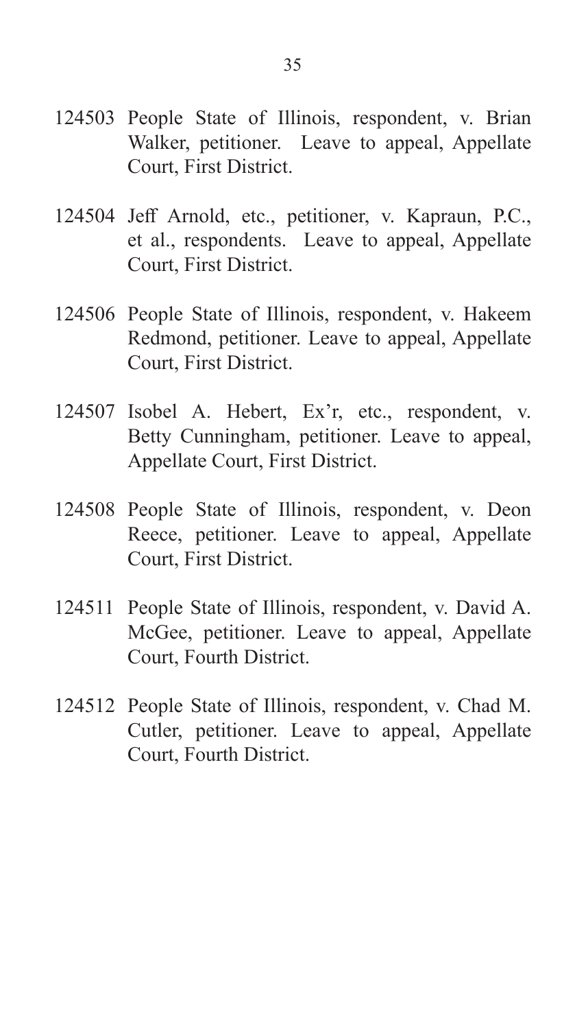124503 People State of Illinois, respondent, v. Brian Walker, petitioner. Leave to appeal, Appellate Court, First District.

124504 Jeff Arnold, etc., petitioner, v. Kapraun, P.C., et al., respondents. Leave to appeal, Appellate Court, First District.

124506 People State of Illinois, respondent, v. Hakeem Redmond, petitioner. Leave to appeal, Appellate Court, First District.

124507 Isobel A. Hebert, Ex'r, etc., respondent, v. Betty Cunningham, petitioner. Leave to appeal, Appellate Court, First District.

124508 People State of Illinois, respondent, v. Deon Reece, petitioner. Leave to appeal, Appellate Court, First District.

124511 People State of Illinois, respondent, v. David A. McGee, petitioner. Leave to appeal, Appellate Court, Fourth District.

124512 People State of Illinois, respondent, v. Chad M. Cutler, petitioner. Leave to appeal, Appellate Court, Fourth District.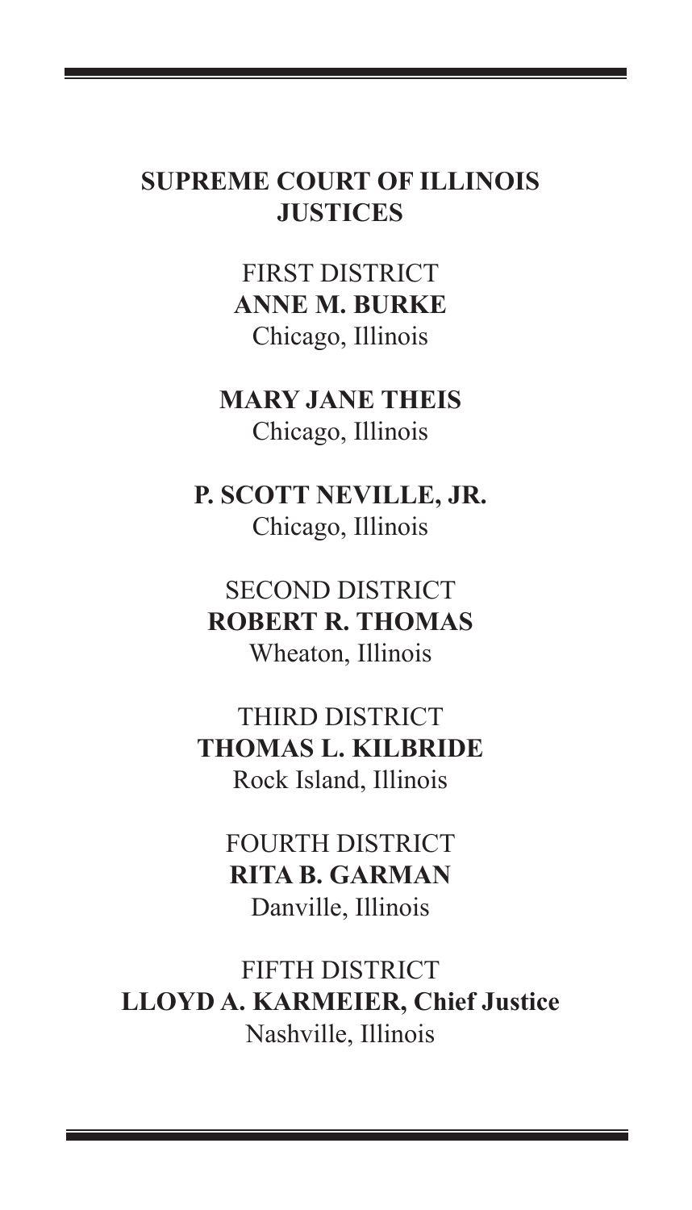## SUPREME COURT OF ILLINOIS JUSTICES

FIRST DISTRICT
**ANNE M. BURKE**
Chicago, Illinois

**MARY JANE THEIS**
Chicago, Illinois

**P. SCOTT NEVILLE, JR.**
Chicago, Illinois

SECOND DISTRICT
**ROBERT R. THOMAS**
Wheaton, Illinois

THIRD DISTRICT
**THOMAS L. KILBRIDE**
Rock Island, Illinois

FOURTH DISTRICT
**RITA B. GARMAN**
Danville, Illinois

FIFTH DISTRICT
**LLOYD A. KARMEIER, Chief Justice**
Nashville, Illinois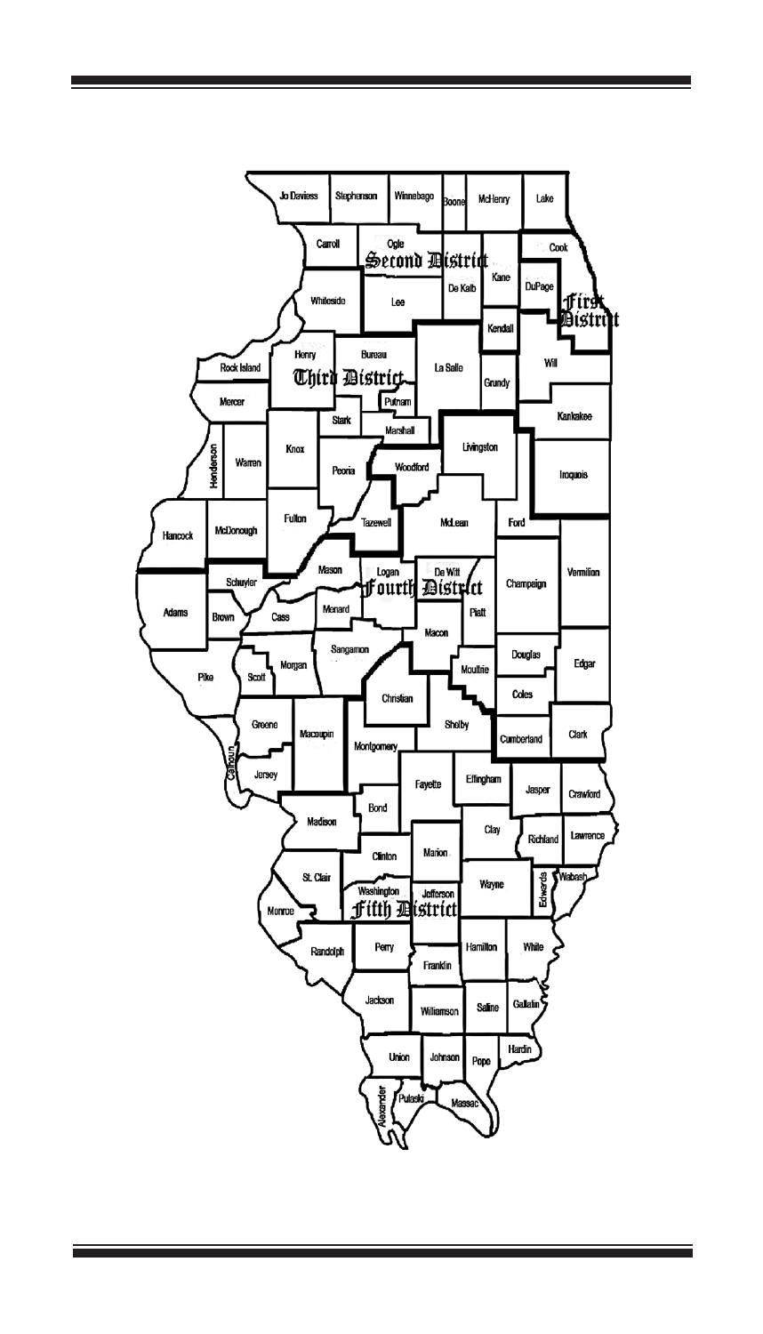Jo Daviess, Stephenson, Winnebago, Boone, McHenry, Lake

Carroll, Ogle, Cook

**Second District**

Whiteside, Lee, De Kalb, Kane, DuPage

**First District**

Kendall, Rock Island, Henry, Bureau, La Salle, Will, Grundy

**Third District**

Mercer, Putnam, Stark, Marshall, Kankakee, Henderson, Warren, Knox, Peoria, Woodford, Livingston, Iroquois

Hancock, McDonough, Fulton, Tazewell, McLean, Ford

Mason, Logan, De Witt, Champaign, Vermilion

**Fourth District**

Schuyler, Adams, Brown, Cass, Menard, Piatt, Macon, Sangamon

Pike, Scott, Morgan, Douglas, Edgar, Moultrie, Christian, Coles

Greene, Macoupin, Shelby, Clark, Calhoun, Montgomery, Cumberland, Jersey, Fayette, Effingham, Jasper, Crawford

Bond, Madison, Clay, Richland, Lawrence, Clinton, Marion

St. Clair, Washington, Jefferson, Wayne, Edwards, Wabash, Monroe

**Fifth District**

Randolph, Perry, Hamilton, White, Franklin

Jackson, Williamson, Saline, Gallatin

Union, Johnson, Pope, Hardin, Alexander, Pulaski, Massac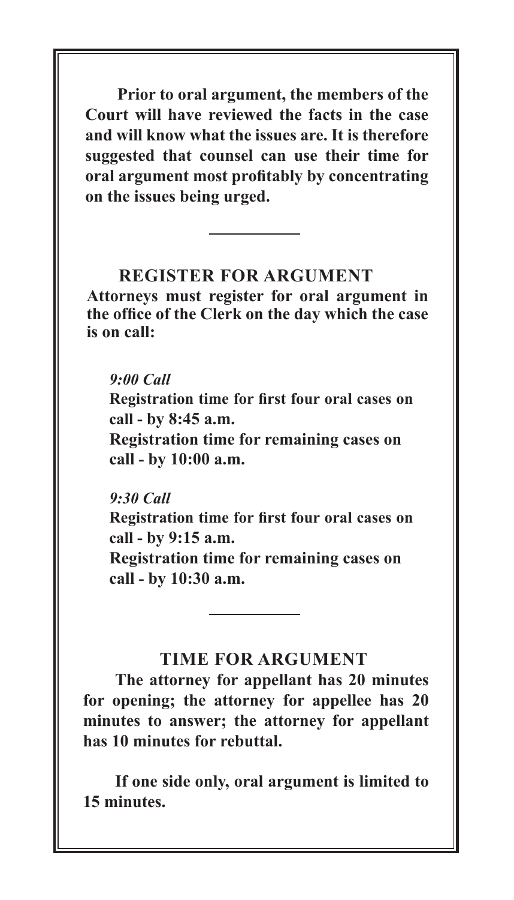**Prior to oral argument, the members of the Court will have reviewed the facts in the case and will know what the issues are. It is therefore suggested that counsel can use their time for oral argument most profitably by concentrating on the issues being urged.**

---

## REGISTER FOR ARGUMENT

**Attorneys must register for oral argument in the office of the Clerk on the day which the case is on call:**

***9:00 Call***

**Registration time for first four oral cases on call - by 8:45 a.m.**

**Registration time for remaining cases on call - by 10:00 a.m.**

***9:30 Call***

**Registration time for first four oral cases on call - by 9:15 a.m.**

**Registration time for remaining cases on call - by 10:30 a.m.**

---

## TIME FOR ARGUMENT

**The attorney for appellant has 20 minutes for opening; the attorney for appellee has 20 minutes to answer; the attorney for appellant has 10 minutes for rebuttal.**

**If one side only, oral argument is limited to 15 minutes.**